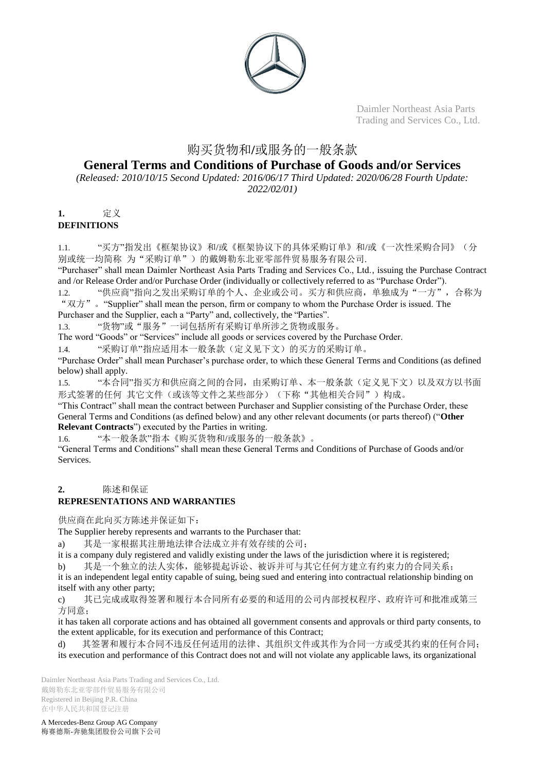Daimler Northeast Asia Parts Trading and Services Co., Ltd.

# 购买货物和/或服务的一般条款

# General Terms and Conditions of Purchase of Goods and/or Services

*(Released: 2010/10/15 Second Updated: 2016/06/17 Third Updated: 2020/06/28 Fourth Update: 2022/02/01)*

## 1. 定义 DEFINITIONS

1.1. "买方"指发出《框架协议》和/或《框架协议下的具体采购订单》和/或《一次性采购合同》（分别或统一均简称 为"采购订单"）的戴姆勒东北亚零部件贸易服务有限公司.

"Purchaser" shall mean Daimler Northeast Asia Parts Trading and Services Co., Ltd., issuing the Purchase Contract and /or Release Order and/or Purchase Order (individually or collectively referred to as "Purchase Order").

1.2. "供应商"指向之发出采购订单的个人、企业或公司。买方和供应商，单独成为"一方"，合称为"双方"。"Supplier" shall mean the person, firm or company to whom the Purchase Order is issued. The Purchaser and the Supplier, each a "Party" and, collectively, the "Parties".

1.3. "货物"或"服务"一词包括所有采购订单所涉之货物或服务。

The word "Goods" or "Services" include all goods or services covered by the Purchase Order.

1.4. "采购订单"指应适用本一般条款（定义见下文）的买方的采购订单。

"Purchase Order" shall mean Purchaser's purchase order, to which these General Terms and Conditions (as defined below) shall apply.

1.5. "本合同"指买方和供应商之间的合同，由采购订单、本一般条款（定义见下文）以及双方以书面形式签署的任何 其它文件（或该等文件之某些部分）（下称"其他相关合同"）构成。

"This Contract" shall mean the contract between Purchaser and Supplier consisting of the Purchase Order, these General Terms and Conditions (as defined below) and any other relevant documents (or parts thereof) ("**Other Relevant Contracts**") executed by the Parties in writing.

1.6. "本一般条款"指本《购买货物和/或服务的一般条款》。

"General Terms and Conditions" shall mean these General Terms and Conditions of Purchase of Goods and/or Services.

## 2. 陈述和保证 REPRESENTATIONS AND WARRANTIES

供应商在此向买方陈述并保证如下：

The Supplier hereby represents and warrants to the Purchaser that:

a) 其是一家根据其注册地法律合法成立并有效存续的公司；

it is a company duly registered and validly existing under the laws of the jurisdiction where it is registered;

b) 其是一个独立的法人实体，能够提起诉讼、被诉并可与其它任何方建立有约束力的合同关系；

it is an independent legal entity capable of suing, being sued and entering into contractual relationship binding on itself with any other party;

c) 其已完成或取得签署和履行本合同所有必要的和适用的公司内部授权程序、政府许可和批准或第三方同意；

it has taken all corporate actions and has obtained all government consents and approvals or third party consents, to the extent applicable, for its execution and performance of this Contract;

d) 其签署和履行本合同不违反任何适用的法律、其组织文件或其作为合同一方或受其约束的任何合同；

its execution and performance of this Contract does not and will not violate any applicable laws, its organizational

Daimler Northeast Asia Parts Trading and Services Co., Ltd.
戴姆勒东北亚零部件贸易服务有限公司
Registered in Beijing P.R. China
在中华人民共和国登记注册

A Mercedes-Benz Group AG Company
梅赛德斯-奔驰集团股份公司旗下公司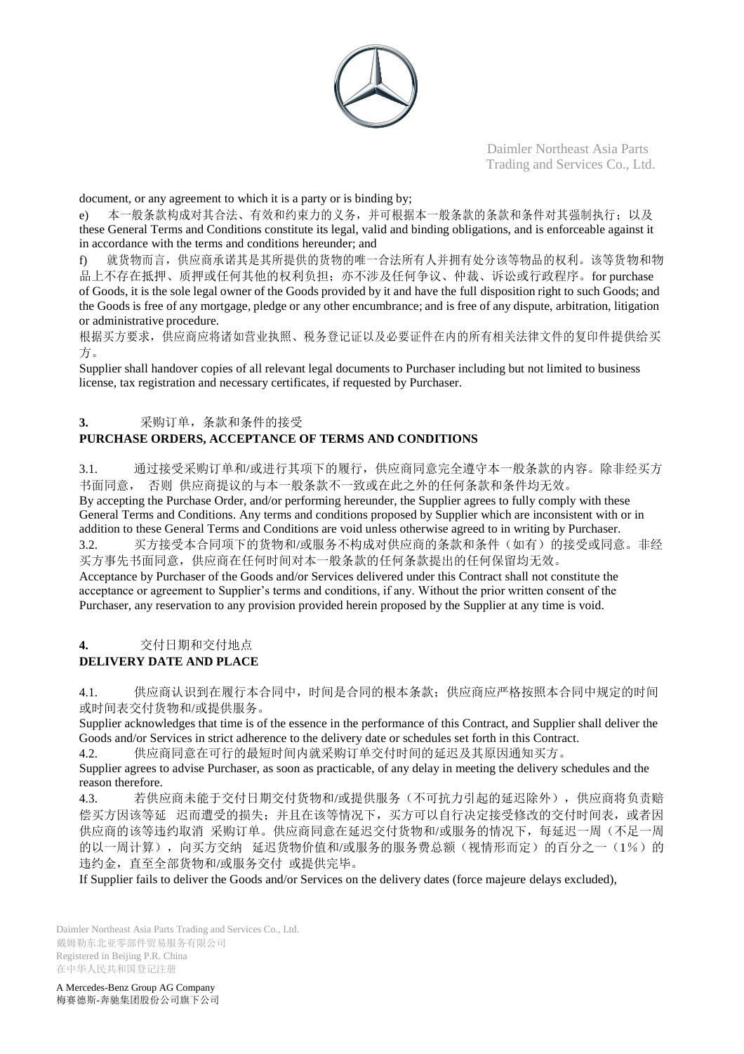document, or any agreement to which it is a party or is binding by;

e) 本一般条款构成对其合法、有效和约束力的义务，并可根据本一般条款的条款和条件对其强制执行；以及 these General Terms and Conditions constitute its legal, valid and binding obligations, and is enforceable against it in accordance with the terms and conditions hereunder; and

f) 就货物而言，供应商承诺其是其所提供的货物的唯一合法所有人并拥有处分该等物品的权利。该等货物和物品上不存在抵押、质押或任何其他的权利负担；亦不涉及任何争议、仲裁、诉讼或行政程序。for purchase of Goods, it is the sole legal owner of the Goods provided by it and have the full disposition right to such Goods; and the Goods is free of any mortgage, pledge or any other encumbrance; and is free of any dispute, arbitration, litigation or administrative procedure.

根据买方要求，供应商应将诸如营业执照、税务登记证以及必要证件在内的所有相关法律文件的复印件提供给买方。

Supplier shall handover copies of all relevant legal documents to Purchaser including but not limited to business license, tax registration and necessary certificates, if requested by Purchaser.

## 3. 采购订单，条款和条件的接受 PURCHASE ORDERS, ACCEPTANCE OF TERMS AND CONDITIONS

3.1. 通过接受采购订单和/或进行其项下的履行，供应商同意完全遵守本一般条款的内容。除非经买方书面同意，否则供应商提议的与本一般条款不一致或在此之外的任何条款和条件均无效。

By accepting the Purchase Order, and/or performing hereunder, the Supplier agrees to fully comply with these General Terms and Conditions. Any terms and conditions proposed by Supplier which are inconsistent with or in addition to these General Terms and Conditions are void unless otherwise agreed to in writing by Purchaser.

3.2. 买方接受本合同项下的货物和/或服务不构成对供应商的条款和条件（如有）的接受或同意。非经买方事先书面同意，供应商在任何时间对本一般条款的任何条款提出的任何保留均无效。

Acceptance by Purchaser of the Goods and/or Services delivered under this Contract shall not constitute the acceptance or agreement to Supplier's terms and conditions, if any. Without the prior written consent of the Purchaser, any reservation to any provision provided herein proposed by the Supplier at any time is void.

## 4. 交付日期和交付地点 DELIVERY DATE AND PLACE

4.1. 供应商认识到在履行本合同中，时间是合同的根本条款；供应商应严格按照本合同中规定的时间或时间表交付货物和/或提供服务。

Supplier acknowledges that time is of the essence in the performance of this Contract, and Supplier shall deliver the Goods and/or Services in strict adherence to the delivery date or schedules set forth in this Contract.

4.2. 供应商同意在可行的最短时间内就采购订单交付时间的延迟及其原因通知买方。

Supplier agrees to advise Purchaser, as soon as practicable, of any delay in meeting the delivery schedules and the reason therefore.

4.3. 若供应商未能于交付日期交付货物和/或提供服务（不可抗力引起的延迟除外），供应商将负责赔偿买方因该等延迟而遭受的损失；并且在该等情况下，买方可以自行决定接受修改的交付时间表，或者因供应商的该等违约取消采购订单。供应商同意在延迟交付货物和/或服务的情况下，每延迟一周（不足一周的以一周计算），向买方交纳延迟货物价值和/或服务的服务费总额（视情形而定）的百分之一（1%）的违约金，直至全部货物和/或服务交付或提供完毕。

If Supplier fails to deliver the Goods and/or Services on the delivery dates (force majeure delays excluded),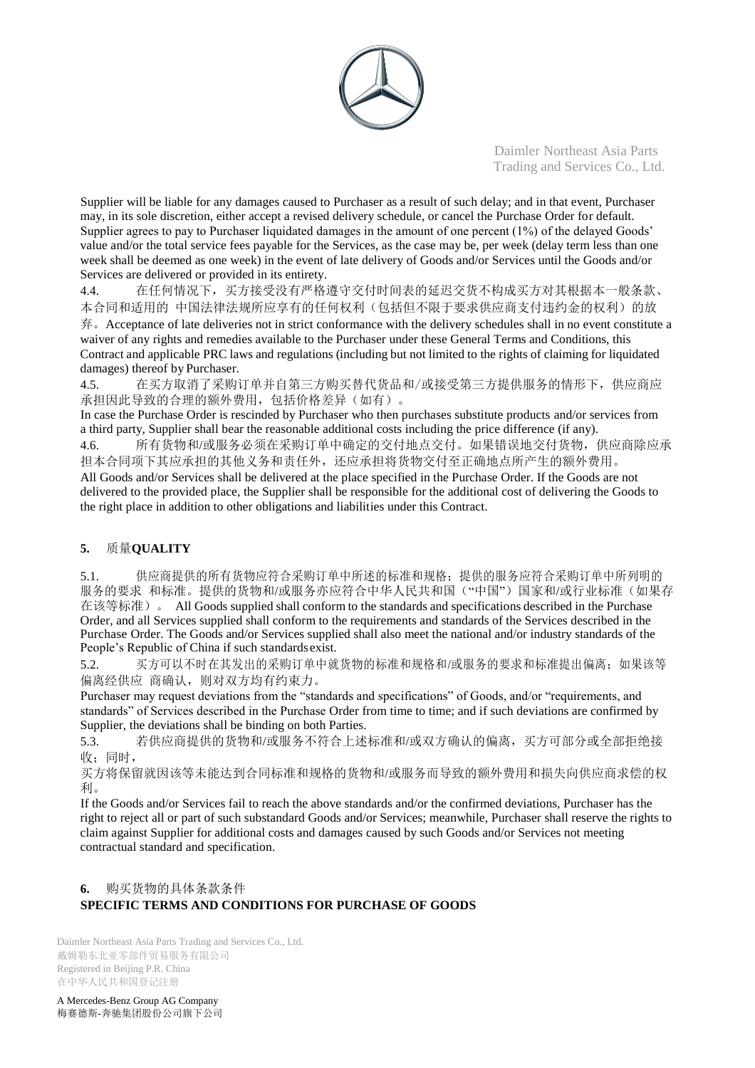Supplier will be liable for any damages caused to Purchaser as a result of such delay; and in that event, Purchaser may, in its sole discretion, either accept a revised delivery schedule, or cancel the Purchase Order for default. Supplier agrees to pay to Purchaser liquidated damages in the amount of one percent (1%) of the delayed Goods' value and/or the total service fees payable for the Services, as the case may be, per week (delay term less than one week shall be deemed as one week) in the event of late delivery of Goods and/or Services until the Goods and/or Services are delivered or provided in its entirety.

4.4. 在任何情况下，买方接受没有严格遵守交付时间表的延迟交货不构成买方对其根据本一般条款、本合同和适用的 中国法律法规所应享有的任何权利（包括但不限于要求供应商支付违约金的权利）的放弃。Acceptance of late deliveries not in strict conformance with the delivery schedules shall in no event constitute a waiver of any rights and remedies available to the Purchaser under these General Terms and Conditions, this Contract and applicable PRC laws and regulations (including but not limited to the rights of claiming for liquidated damages) thereof by Purchaser.

4.5. 在买方取消了采购订单并自第三方购买替代货品和/或接受第三方提供服务的情形下，供应商应承担因此导致的合理的额外费用，包括价格差异（如有）。

In case the Purchase Order is rescinded by Purchaser who then purchases substitute products and/or services from a third party, Supplier shall bear the reasonable additional costs including the price difference (if any).

4.6. 所有货物和/或服务必须在采购订单中确定的交付地点交付。如果错误地交付货物，供应商除应承担本合同项下其应承担的其他义务和责任外，还应承担将货物交付至正确地点所产生的额外费用。

All Goods and/or Services shall be delivered at the place specified in the Purchase Order. If the Goods are not delivered to the provided place, the Supplier shall be responsible for the additional cost of delivering the Goods to the right place in addition to other obligations and liabilities under this Contract.

## 5. 质量**QUALITY**

5.1. 供应商提供的所有货物应符合采购订单中所述的标准和规格；提供的服务应符合采购订单中所列明的服务的要求 和标准。提供的货物和/或服务亦应符合中华人民共和国（"中国"）国家和/或行业标准（如果存在该等标准）。 All Goods supplied shall conform to the standards and specifications described in the Purchase Order, and all Services supplied shall conform to the requirements and standards of the Services described in the Purchase Order. The Goods and/or Services supplied shall also meet the national and/or industry standards of the People's Republic of China if such standards exist.

5.2. 买方可以不时在其发出的采购订单中就货物的标准和规格和/或服务的要求和标准提出偏离；如果该等偏离经供应 商确认，则对双方均有约束力。

Purchaser may request deviations from the "standards and specifications" of Goods, and/or "requirements, and standards" of Services described in the Purchase Order from time to time; and if such deviations are confirmed by Supplier, the deviations shall be binding on both Parties.

5.3. 若供应商提供的货物和/或服务不符合上述标准和/或双方确认的偏离，买方可部分或全部拒绝接收；同时，买方将保留就因该等未能达到合同标准和规格的货物和/或服务而导致的额外费用和损失向供应商求偿的权利。

If the Goods and/or Services fail to reach the above standards and/or the confirmed deviations, Purchaser has the right to reject all or part of such substandard Goods and/or Services; meanwhile, Purchaser shall reserve the rights to claim against Supplier for additional costs and damages caused by such Goods and/or Services not meeting contractual standard and specification.

## 6. 购买货物的具体条款条件 SPECIFIC TERMS AND CONDITIONS FOR PURCHASE OF GOODS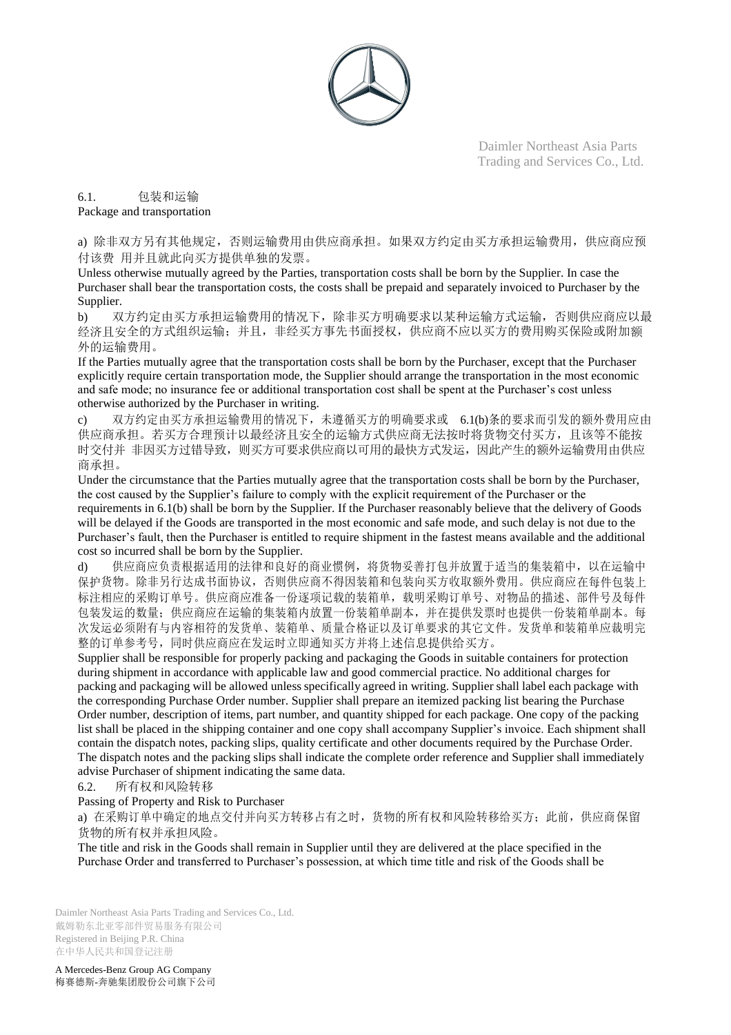6.1. 包装和运输

Package and transportation

a) 除非双方另有其他规定，否则运输费用由供应商承担。如果双方约定由买方承担运输费用，供应商应预付该费 用并且就此向买方提供单独的发票。

Unless otherwise mutually agreed by the Parties, transportation costs shall be born by the Supplier. In case the Purchaser shall bear the transportation costs, the costs shall be prepaid and separately invoiced to Purchaser by the Supplier.

b) 双方约定由买方承担运输费用的情况下，除非买方明确要求以某种运输方式运输，否则供应商应以最经济且安全的方式组织运输；并且，非经买方事先书面授权，供应商不应以买方的费用购买保险或附加额外的运输费用。

If the Parties mutually agree that the transportation costs shall be born by the Purchaser, except that the Purchaser explicitly require certain transportation mode, the Supplier should arrange the transportation in the most economic and safe mode; no insurance fee or additional transportation cost shall be spent at the Purchaser's cost unless otherwise authorized by the Purchaser in writing.

c) 双方约定由买方承担运输费用的情况下，未遵循买方的明确要求或 6.1(b)条的要求而引发的额外费用应由供应商承担。若买方合理预计以最经济且安全的运输方式供应商无法按时将货物交付买方，且该等不能按时交付并 非因买方过错导致，则买方可要求供应商以可用的最快方式发运，因此产生的额外运输费用由供应商承担。

Under the circumstance that the Parties mutually agree that the transportation costs shall be born by the Purchaser, the cost caused by the Supplier's failure to comply with the explicit requirement of the Purchaser or the requirements in 6.1(b) shall be born by the Supplier. If the Purchaser reasonably believe that the delivery of Goods will be delayed if the Goods are transported in the most economic and safe mode, and such delay is not due to the Purchaser's fault, then the Purchaser is entitled to require shipment in the fastest means available and the additional cost so incurred shall be born by the Supplier.

d) 供应商应负责根据适用的法律和良好的商业惯例，将货物妥善打包并放置于适当的集装箱中，以在运输中保护货物。除非另行达成书面协议，否则供应商不得因装箱和包装向买方收取额外费用。供应商应在每件包装上标注相应的采购订单号。供应商应准备一份逐项记载的装箱单，载明采购订单号、对物品的描述、部件号及每件包装发运的数量；供应商应在运输的集装箱内放置一份装箱单副本，并在提供发票时也提供一份装箱单副本。每次发运必须附有与内容相符的发货单、装箱单、质量合格证以及订单要求的其它文件。发货单和装箱单应载明完整的订单参考号，同时供应商应在发运时立即通知买方并将上述信息提供给买方。

Supplier shall be responsible for properly packing and packaging the Goods in suitable containers for protection during shipment in accordance with applicable law and good commercial practice. No additional charges for packing and packaging will be allowed unless specifically agreed in writing. Supplier shall label each package with the corresponding Purchase Order number. Supplier shall prepare an itemized packing list bearing the Purchase Order number, description of items, part number, and quantity shipped for each package. One copy of the packing list shall be placed in the shipping container and one copy shall accompany Supplier's invoice. Each shipment shall contain the dispatch notes, packing slips, quality certificate and other documents required by the Purchase Order. The dispatch notes and the packing slips shall indicate the complete order reference and Supplier shall immediately advise Purchaser of shipment indicating the same data.

6.2. 所有权和风险转移

Passing of Property and Risk to Purchaser

a) 在采购订单中确定的地点交付并向买方转移占有之时，货物的所有权和风险转移给买方；此前，供应商保留货物的所有权并承担风险。

The title and risk in the Goods shall remain in Supplier until they are delivered at the place specified in the Purchase Order and transferred to Purchaser's possession, at which time title and risk of the Goods shall be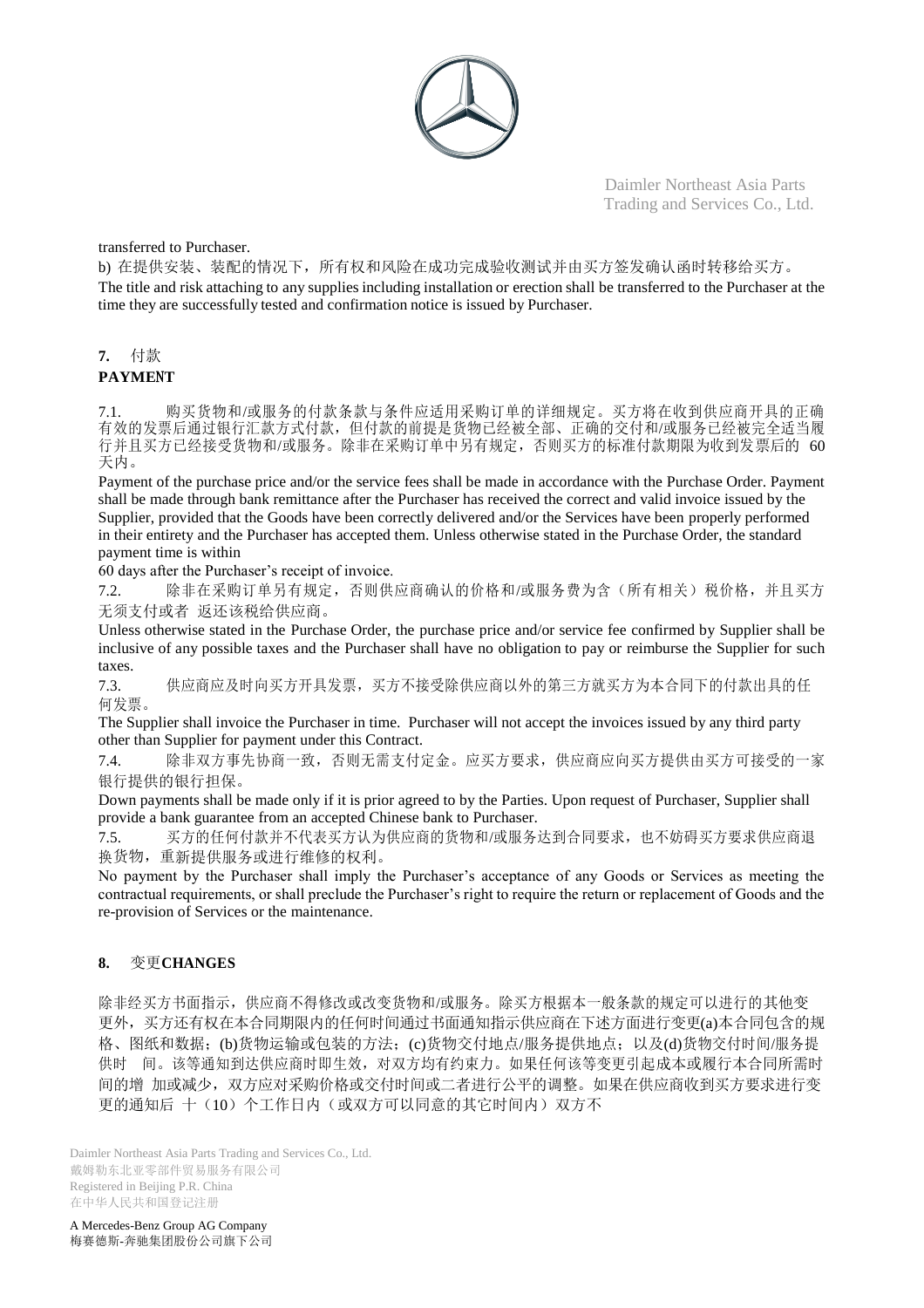transferred to Purchaser.

b) 在提供安装、装配的情况下，所有权和风险在成功完成验收测试并由买方签发确认函时转移给买方。

The title and risk attaching to any supplies including installation or erection shall be transferred to the Purchaser at the time they are successfully tested and confirmation notice is issued by Purchaser.

## 7. 付款 PAYMENT

7.1. 购买货物和/或服务的付款条款与条件应适用采购订单的详细规定。买方将在收到供应商开具的正确有效的发票后通过银行汇款方式付款，但付款的前提是货物已经被全部、正确的交付和/或服务已经被完全适当履行并且买方已经接受货物和/或服务。除非在采购订单中另有规定，否则买方的标准付款期限为收到发票后的 60 天内。

Payment of the purchase price and/or the service fees shall be made in accordance with the Purchase Order. Payment shall be made through bank remittance after the Purchaser has received the correct and valid invoice issued by the Supplier, provided that the Goods have been correctly delivered and/or the Services have been properly performed in their entirety and the Purchaser has accepted them. Unless otherwise stated in the Purchase Order, the standard payment time is within 60 days after the Purchaser's receipt of invoice.

7.2. 除非在采购订单另有规定，否则供应商确认的价格和/或服务费为含（所有相关）税价格，并且买方无须支付或者 返还该税给供应商。

Unless otherwise stated in the Purchase Order, the purchase price and/or service fee confirmed by Supplier shall be inclusive of any possible taxes and the Purchaser shall have no obligation to pay or reimburse the Supplier for such taxes.

7.3. 供应商应及时向买方开具发票，买方不接受除供应商以外的第三方就买方为本合同下的付款出具的任何发票。

The Supplier shall invoice the Purchaser in time. Purchaser will not accept the invoices issued by any third party other than Supplier for payment under this Contract.

7.4. 除非双方事先协商一致，否则无需支付定金。应买方要求，供应商应向买方提供由买方可接受的一家银行提供的银行担保。

Down payments shall be made only if it is prior agreed to by the Parties. Upon request of Purchaser, Supplier shall provide a bank guarantee from an accepted Chinese bank to Purchaser.

7.5. 买方的任何付款并不代表买方认为供应商的货物和/或服务达到合同要求，也不妨碍买方要求供应商退换货物，重新提供服务或进行维修的权利。

No payment by the Purchaser shall imply the Purchaser's acceptance of any Goods or Services as meeting the contractual requirements, or shall preclude the Purchaser's right to require the return or replacement of Goods and the re-provision of Services or the maintenance.

## 8. 变更CHANGES

除非经买方书面指示，供应商不得修改或改变货物和/或服务。除买方根据本一般条款的规定可以进行的其他变更外，买方还有权在本合同期限内的任何时间通过书面通知指示供应商在下述方面进行变更(a)本合同包含的规格、图纸和数据；(b)货物运输或包装的方法；(c)货物交付地点/服务提供地点；以及(d)货物交付时间/服务提供时 间。该等通知到达供应商时即生效，对双方均有约束力。如果任何该等变更引起成本或履行本合同所需时间的增 加或减少，双方应对采购价格或交付时间或二者进行公平的调整。如果在供应商收到买方要求进行变更的通知后 十（10）个工作日内（或双方可以同意的其它时间内）双方不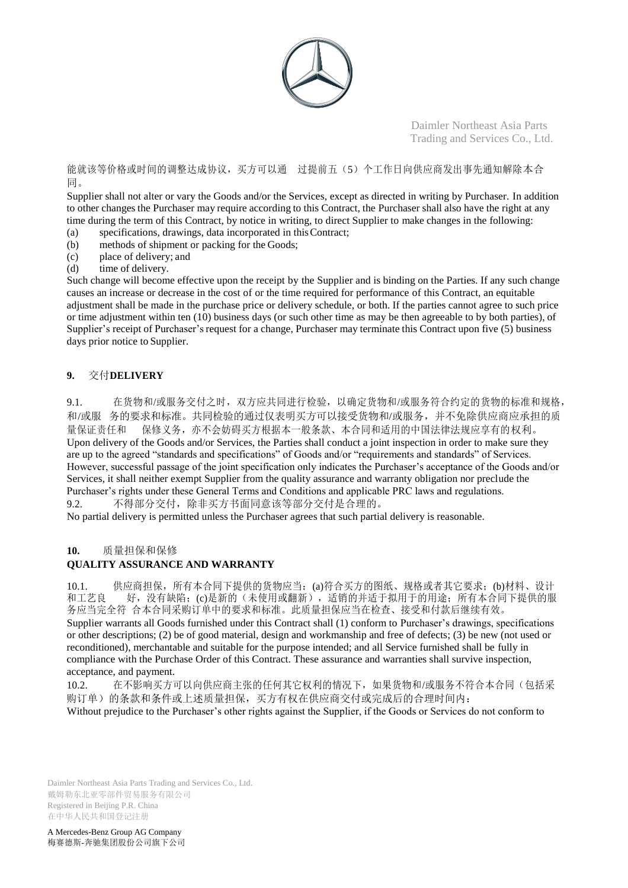能就该等价格或时间的调整达成协议，买方可以通 过提前五（5）个工作日向供应商发出事先通知解除本合同。

Supplier shall not alter or vary the Goods and/or the Services, except as directed in writing by Purchaser. In addition to other changes the Purchaser may require according to this Contract, the Purchaser shall also have the right at any time during the term of this Contract, by notice in writing, to direct Supplier to make changes in the following:

(a) specifications, drawings, data incorporated in this Contract;
(b) methods of shipment or packing for the Goods;
(c) place of delivery; and
(d) time of delivery.

Such change will become effective upon the receipt by the Supplier and is binding on the Parties. If any such change causes an increase or decrease in the cost of or the time required for performance of this Contract, an equitable adjustment shall be made in the purchase price or delivery schedule, or both. If the parties cannot agree to such price or time adjustment within ten (10) business days (or such other time as may be then agreeable to by both parties), of Supplier's receipt of Purchaser's request for a change, Purchaser may terminate this Contract upon five (5) business days prior notice to Supplier.

## 9. 交付DELIVERY

9.1. 在货物和/或服务交付之时，双方应共同进行检验，以确定货物和/或服务符合约定的货物的标准和规格，和/或服 务的要求和标准。共同检验的通过仅表明买方可以接受货物和/或服务，并不免除供应商应承担的质量保证责任和 保修义务，亦不会妨碍买方根据本一般条款、本合同和适用的中国法律法规应享有的权利。

Upon delivery of the Goods and/or Services, the Parties shall conduct a joint inspection in order to make sure they are up to the agreed "standards and specifications" of Goods and/or "requirements and standards" of Services. However, successful passage of the joint specification only indicates the Purchaser's acceptance of the Goods and/or Services, it shall neither exempt Supplier from the quality assurance and warranty obligation nor preclude the Purchaser's rights under these General Terms and Conditions and applicable PRC laws and regulations.

9.2. 不得部分交付，除非买方书面同意该等部分交付是合理的。

No partial delivery is permitted unless the Purchaser agrees that such partial delivery is reasonable.

## 10. 质量担保和保修
## QUALITY ASSURANCE AND WARRANTY

10.1. 供应商担保，所有本合同下提供的货物应当：(a)符合买方的图纸、规格或者其它要求；(b)材料、设计和工艺良 好，没有缺陷；(c)是新的（未使用或翻新），适销的并适于拟用于的用途；所有本合同下提供的服务应当完全符 合本合同采购订单中的要求和标准。此质量担保应当在检查、接受和付款后继续有效。

Supplier warrants all Goods furnished under this Contract shall (1) conform to Purchaser's drawings, specifications or other descriptions; (2) be of good material, design and workmanship and free of defects; (3) be new (not used or reconditioned), merchantable and suitable for the purpose intended; and all Service furnished shall be fully in compliance with the Purchase Order of this Contract. These assurance and warranties shall survive inspection, acceptance, and payment.

10.2. 在不影响买方可以向供应商主张的任何其它权利的情况下，如果货物和/或服务不符合本合同（包括采购订单）的条款和条件或上述质量担保，买方有权在供应商交付或完成后的合理时间内：

Without prejudice to the Purchaser's other rights against the Supplier, if the Goods or Services do not conform to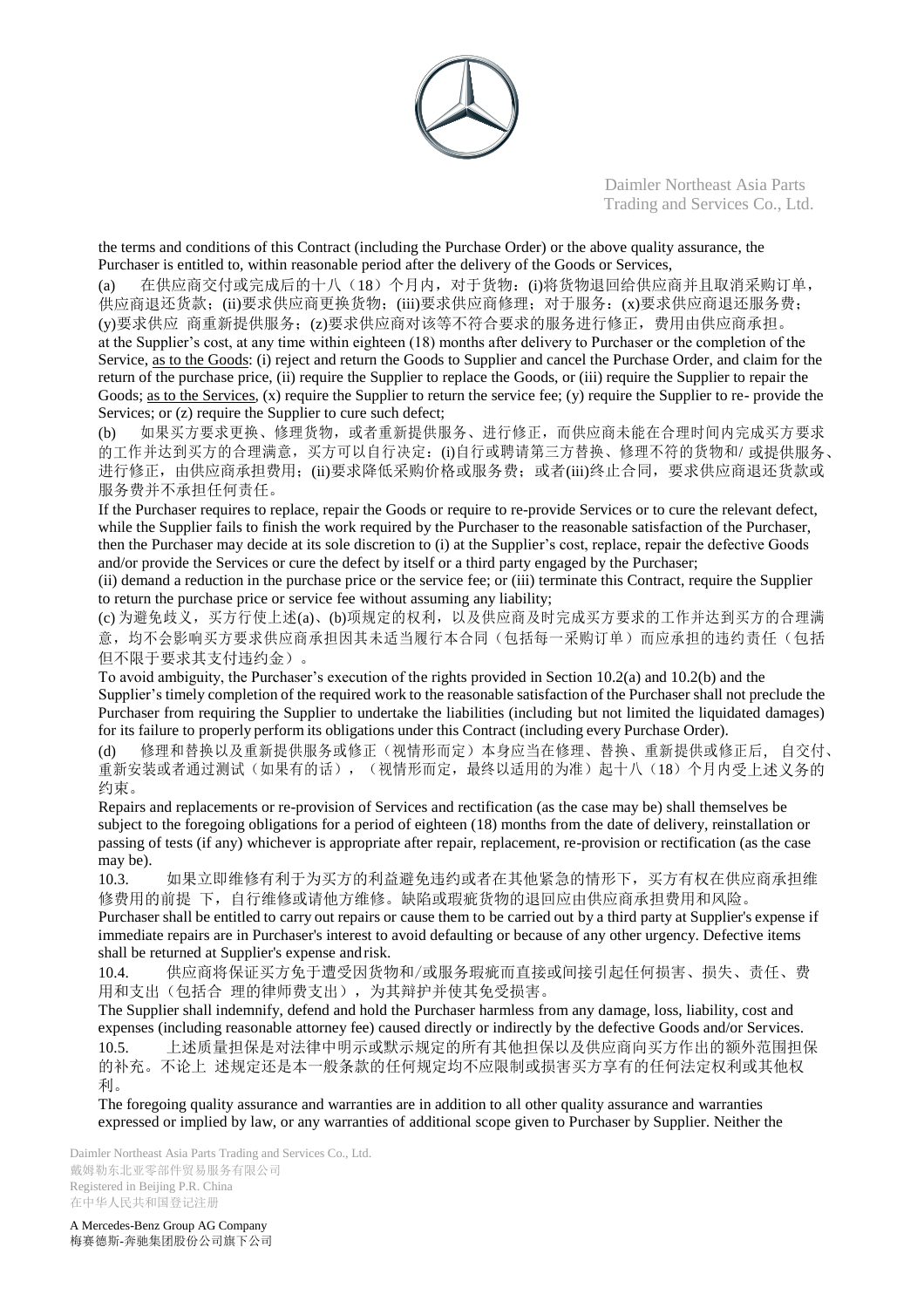the terms and conditions of this Contract (including the Purchase Order) or the above quality assurance, the Purchaser is entitled to, within reasonable period after the delivery of the Goods or Services,

(a) 在供应商交付或完成后的十八（18）个月内，对于货物：(i)将货物退回给供应商并且取消采购订单，供应商退还货款；(ii)要求供应商更换货物；(iii)要求供应商修理；对于服务：(x)要求供应商退还服务费；(y)要求供应 商重新提供服务；(z)要求供应商对该等不符合要求的服务进行修正，费用由供应商承担。
at the Supplier's cost, at any time within eighteen (18) months after delivery to Purchaser or the completion of the Service, as to the Goods: (i) reject and return the Goods to Supplier and cancel the Purchase Order, and claim for the return of the purchase price, (ii) require the Supplier to replace the Goods, or (iii) require the Supplier to repair the Goods; as to the Services, (x) require the Supplier to return the service fee; (y) require the Supplier to re- provide the Services; or (z) require the Supplier to cure such defect;

(b) 如果买方要求更换、修理货物，或者重新提供服务、进行修正，而供应商未能在合理时间内完成买方要求的工作并达到买方的合理满意，买方可以自行决定：(i)自行或聘请第三方替换、修理不符的货物和/ 或提供服务、进行修正，由供应商承担费用；(ii)要求降低采购价格或服务费；或者(iii)终止合同，要求供应商退还货款或服务费并不承担任何责任。
If the Purchaser requires to replace, repair the Goods or require to re-provide Services or to cure the relevant defect, while the Supplier fails to finish the work required by the Purchaser to the reasonable satisfaction of the Purchaser, then the Purchaser may decide at its sole discretion to (i) at the Supplier's cost, replace, repair the defective Goods and/or provide the Services or cure the defect by itself or a third party engaged by the Purchaser;
(ii) demand a reduction in the purchase price or the service fee; or (iii) terminate this Contract, require the Supplier to return the purchase price or service fee without assuming any liability;

(c) 为避免歧义，买方行使上述(a)、(b)项规定的权利，以及供应商及时完成买方要求的工作并达到买方的合理满意，均不会影响买方要求供应商承担因其未适当履行本合同（包括每一采购订单）而应承担的违约责任（包括但不限于要求其支付违约金）。
To avoid ambiguity, the Purchaser's execution of the rights provided in Section 10.2(a) and 10.2(b) and the Supplier's timely completion of the required work to the reasonable satisfaction of the Purchaser shall not preclude the Purchaser from requiring the Supplier to undertake the liabilities (including but not limited the liquidated damages) for its failure to properly perform its obligations under this Contract (including every Purchase Order).

(d) 修理和替换以及重新提供服务或修正（视情形而定）本身应当在修理、替换、重新提供或修正后， 自交付、重新安装或者通过测试（如果有的话），（视情形而定，最终以适用的为准）起十八（18）个月内受上述义务的约束。
Repairs and replacements or re-provision of Services and rectification (as the case may be) shall themselves be subject to the foregoing obligations for a period of eighteen (18) months from the date of delivery, reinstallation or passing of tests (if any) whichever is appropriate after repair, replacement, re-provision or rectification (as the case may be).

10.3. 如果立即维修有利于为买方的利益避免违约或者在其他紧急的情形下，买方有权在供应商承担维修费用的前提 下，自行维修或请他方维修。缺陷或瑕疵货物的退回应由供应商承担费用和风险。
Purchaser shall be entitled to carry out repairs or cause them to be carried out by a third party at Supplier's expense if immediate repairs are in Purchaser's interest to avoid defaulting or because of any other urgency. Defective items shall be returned at Supplier's expense and risk.

10.4. 供应商将保证买方免于遭受因货物和/或服务瑕疵而直接或间接引起任何损害、损失、责任、费用和支出（包括合 理的律师费支出），为其辩护并使其免受损害。
The Supplier shall indemnify, defend and hold the Purchaser harmless from any damage, loss, liability, cost and expenses (including reasonable attorney fee) caused directly or indirectly by the defective Goods and/or Services.

10.5. 上述质量担保是对法律中明示或默示规定的所有其他担保以及供应商向买方作出的额外范围担保的补充。不论上 述规定还是本一般条款的任何规定均不应限制或损害买方享有的任何法定权利或其他权利。
The foregoing quality assurance and warranties are in addition to all other quality assurance and warranties expressed or implied by law, or any warranties of additional scope given to Purchaser by Supplier. Neither the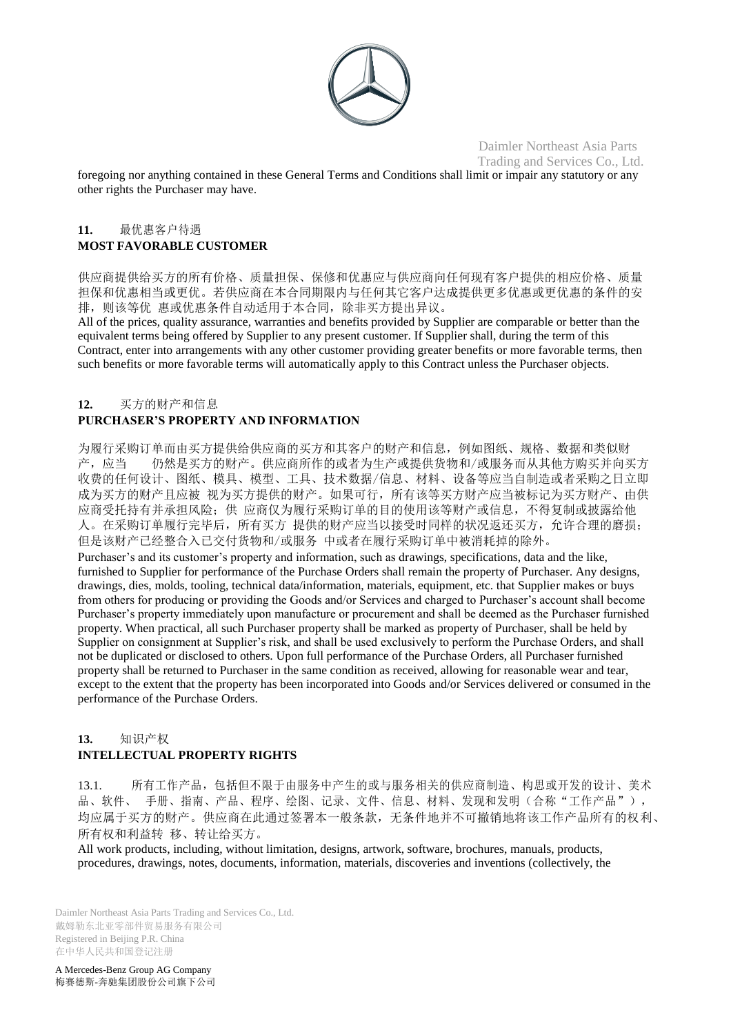foregoing nor anything contained in these General Terms and Conditions shall limit or impair any statutory or any other rights the Purchaser may have.

## 11. 最优惠客户待遇 MOST FAVORABLE CUSTOMER

供应商提供给买方的所有价格、质量担保、保修和优惠应与供应商向任何现有客户提供的相应价格、质量担保和优惠相当或更优。若供应商在本合同期限内与任何其它客户达成提供更多优惠或更优惠的条件的安排，则该等优 惠或优惠条件自动适用于本合同，除非买方提出异议。

All of the prices, quality assurance, warranties and benefits provided by Supplier are comparable or better than the equivalent terms being offered by Supplier to any present customer. If Supplier shall, during the term of this Contract, enter into arrangements with any other customer providing greater benefits or more favorable terms, then such benefits or more favorable terms will automatically apply to this Contract unless the Purchaser objects.

## 12. 买方的财产和信息 PURCHASER'S PROPERTY AND INFORMATION

为履行采购订单而由买方提供给供应商的买方和其客户的财产和信息，例如图纸、规格、数据和类似财产，应当 仍然是买方的财产。供应商所作的或者为生产或提供货物和/或服务而从其他方购买并向买方收费的任何设计、图纸、模具、模型、工具、技术数据/信息、材料、设备等应当自制造或者采购之日立即成为买方的财产且应被 视为买方提供的财产。如果可行，所有该等买方财产应当被标记为买方财产、由供应商受托持有并承担风险；供 应商仅为履行采购订单的目的使用该等财产或信息，不得复制或披露给他人。在采购订单履行完毕后，所有买方 提供的财产应当以接受时同样的状况返还买方，允许合理的磨损；但是该财产已经整合入已交付货物和/或服务 中或者在履行采购订单中被消耗掉的除外。

Purchaser's and its customer's property and information, such as drawings, specifications, data and the like, furnished to Supplier for performance of the Purchase Orders shall remain the property of Purchaser. Any designs, drawings, dies, molds, tooling, technical data/information, materials, equipment, etc. that Supplier makes or buys from others for producing or providing the Goods and/or Services and charged to Purchaser's account shall become Purchaser's property immediately upon manufacture or procurement and shall be deemed as the Purchaser furnished property. When practical, all such Purchaser property shall be marked as property of Purchaser, shall be held by Supplier on consignment at Supplier's risk, and shall be used exclusively to perform the Purchase Orders, and shall not be duplicated or disclosed to others. Upon full performance of the Purchase Orders, all Purchaser furnished property shall be returned to Purchaser in the same condition as received, allowing for reasonable wear and tear, except to the extent that the property has been incorporated into Goods and/or Services delivered or consumed in the performance of the Purchase Orders.

## 13. 知识产权 INTELLECTUAL PROPERTY RIGHTS

13.1. 所有工作产品，包括但不限于由服务中产生的或与服务相关的供应商制造、构思或开发的设计、美术品、软件、 手册、指南、产品、程序、绘图、记录、文件、信息、材料、发现和发明（合称"工作产品"），均应属于买方的财产。供应商在此通过签署本一般条款，无条件地并不可撤销地将该工作产品所有的权利、所有权和利益转 移、转让给买方。

All work products, including, without limitation, designs, artwork, software, brochures, manuals, products, procedures, drawings, notes, documents, information, materials, discoveries and inventions (collectively, the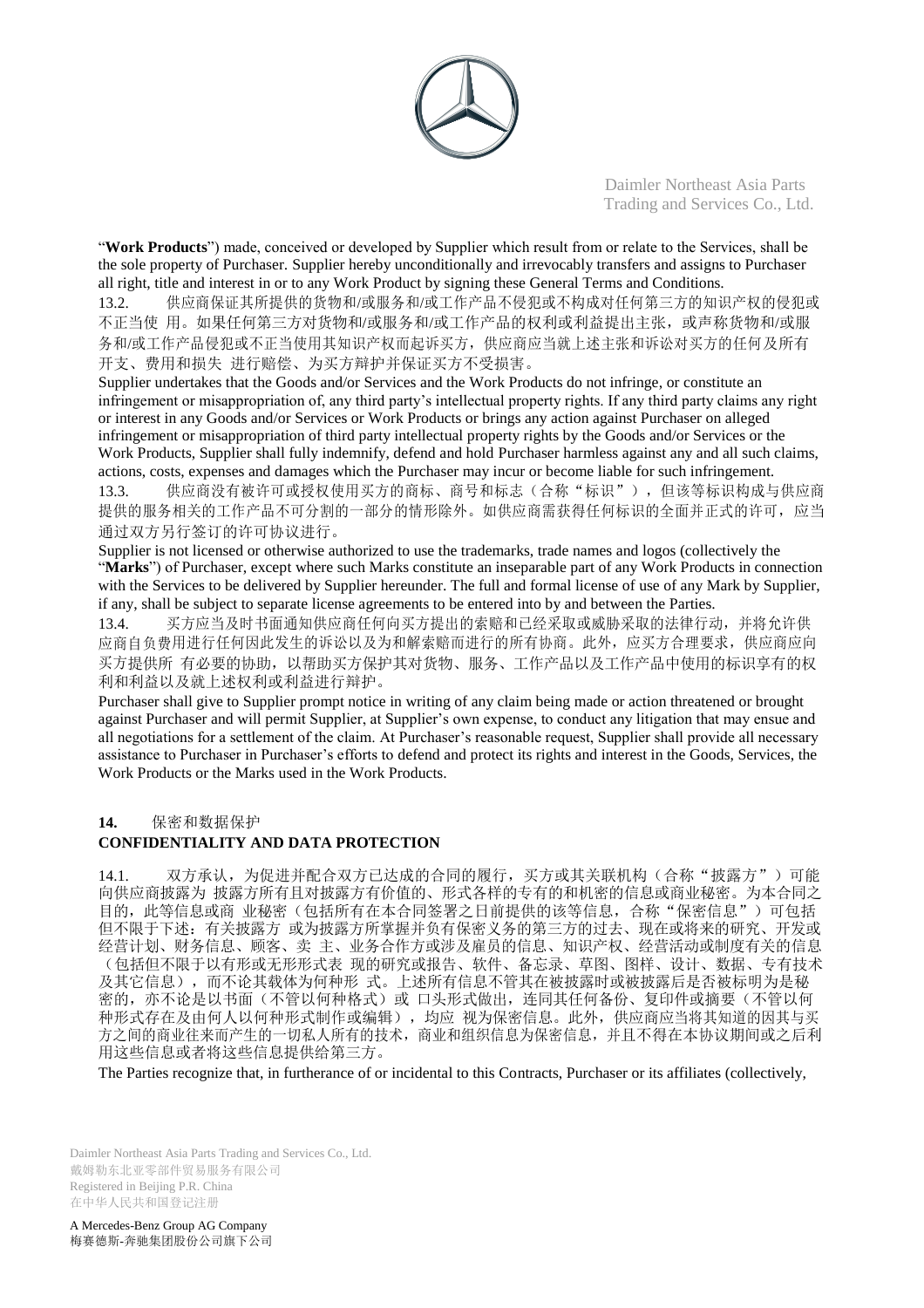"**Work Products**") made, conceived or developed by Supplier which result from or relate to the Services, shall be the sole property of Purchaser. Supplier hereby unconditionally and irrevocably transfers and assigns to Purchaser all right, title and interest in or to any Work Product by signing these General Terms and Conditions.

13.2. 供应商保证其所提供的货物和/或服务和/或工作产品不侵犯或不构成对任何第三方的知识产权的侵犯或不正当使 用。如果任何第三方对货物和/或服务和/或工作产品的权利或利益提出主张，或声称货物和/或服务和/或工作产品侵犯或不正当使用其知识产权而起诉买方，供应商应当就上述主张和诉讼对买方的任何及所有开支、费用和损失 进行赔偿、为买方辩护并保证买方不受损害。

Supplier undertakes that the Goods and/or Services and the Work Products do not infringe, or constitute an infringement or misappropriation of, any third party's intellectual property rights. If any third party claims any right or interest in any Goods and/or Services or Work Products or brings any action against Purchaser on alleged infringement or misappropriation of third party intellectual property rights by the Goods and/or Services or the Work Products, Supplier shall fully indemnify, defend and hold Purchaser harmless against any and all such claims, actions, costs, expenses and damages which the Purchaser may incur or become liable for such infringement.

13.3. 供应商没有被许可或授权使用买方的商标、商号和标志（合称"标识"），但该等标识构成与供应商提供的服务相关的工作产品不可分割的一部分的情形除外。如供应商需获得任何标识的全面并正式的许可，应当通过双方另行签订的许可协议进行。

Supplier is not licensed or otherwise authorized to use the trademarks, trade names and logos (collectively the "**Marks**") of Purchaser, except where such Marks constitute an inseparable part of any Work Products in connection with the Services to be delivered by Supplier hereunder. The full and formal license of use of any Mark by Supplier, if any, shall be subject to separate license agreements to be entered into by and between the Parties.

13.4. 买方应当及时书面通知供应商任何向买方提出的索赔和已经采取或威胁采取的法律行动，并将允许供应商自负费用进行任何因此发生的诉讼以及为和解索赔而进行的所有协商。此外，应买方合理要求，供应商应向买方提供所 有必要的协助，以帮助买方保护其对货物、服务、工作产品以及工作产品中使用的标识享有的权利和利益以及就上述权利或利益进行辩护。

Purchaser shall give to Supplier prompt notice in writing of any claim being made or action threatened or brought against Purchaser and will permit Supplier, at Supplier's own expense, to conduct any litigation that may ensue and all negotiations for a settlement of the claim. At Purchaser's reasonable request, Supplier shall provide all necessary assistance to Purchaser in Purchaser's efforts to defend and protect its rights and interest in the Goods, Services, the Work Products or the Marks used in the Work Products.

## **14.** 保密和数据保护
## **CONFIDENTIALITY AND DATA PROTECTION**

14.1. 双方承认，为促进并配合双方已达成的合同的履行，买方或其关联机构（合称"披露方"）可能向供应商披露为 披露方所有且对披露方有价值的、形式各样的专有的和机密的信息或商业秘密。为本合同之目的，此等信息或商 业秘密（包括所有在本合同签署之日前提供的该等信息，合称"保密信息"）可包括但不限于下述：有关披露方 或为披露方所掌握并负有保密义务的第三方的过去、现在或将来的研究、开发或经营计划、财务信息、顾客、卖 主、业务合作方或涉及雇员的信息、知识产权、经营活动或制度有关的信息（包括但不限于以有形或无形形式表 现的研究或报告、软件、备忘录、草图、图样、设计、数据、专有技术及其它信息），而不论其载体为何种形 式。上述所有信息不管其在被披露时或被披露后是否被标明为是秘密的，亦不论是以书面（不管以何种格式）或 口头形式做出，连同其任何备份、复印件或摘要（不管以何种形式存在及由何人以何种形式制作或编辑），均应 视为保密信息。此外，供应商应当将其知道的因其与买方之间的商业往来而产生的一切私人所有的技术，商业和组织信息为保密信息，并且不得在本协议期间或之后利用这些信息或者将这些信息提供给第三方。

The Parties recognize that, in furtherance of or incidental to this Contracts, Purchaser or its affiliates (collectively,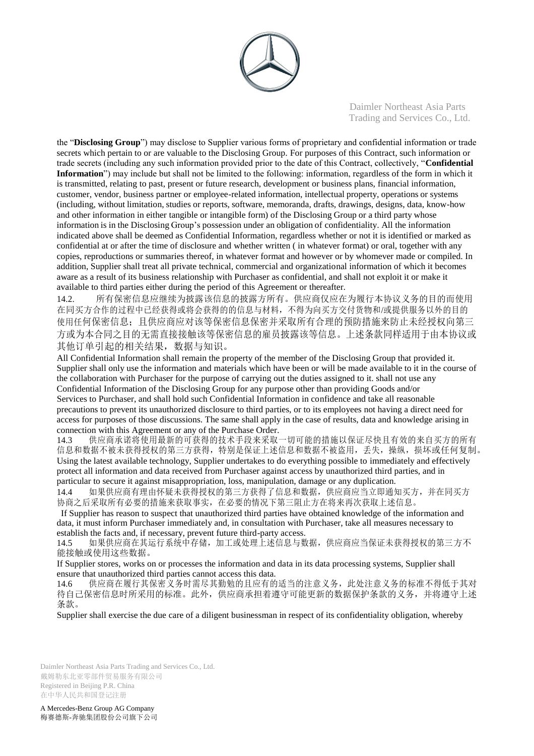the "**Disclosing Group**") may disclose to Supplier various forms of proprietary and confidential information or trade secrets which pertain to or are valuable to the Disclosing Group. For purposes of this Contract, such information or trade secrets (including any such information provided prior to the date of this Contract, collectively, "**Confidential Information**") may include but shall not be limited to the following: information, regardless of the form in which it is transmitted, relating to past, present or future research, development or business plans, financial information, customer, vendor, business partner or employee-related information, intellectual property, operations or systems (including, without limitation, studies or reports, software, memoranda, drafts, drawings, designs, data, know-how and other information in either tangible or intangible form) of the Disclosing Group or a third party whose information is in the Disclosing Group's possession under an obligation of confidentiality. All the information indicated above shall be deemed as Confidential Information, regardless whether or not it is identified or marked as confidential at or after the time of disclosure and whether written ( in whatever format) or oral, together with any copies, reproductions or summaries thereof, in whatever format and however or by whomever made or compiled. In addition, Supplier shall treat all private technical, commercial and organizational information of which it becomes aware as a result of its business relationship with Purchaser as confidential, and shall not exploit it or make it available to third parties either during the period of this Agreement or thereafter.

14.2. 所有保密信息应继续为披露该信息的披露方所有。供应商仅应在为履行本协议义务的目的而使用在同买方合作的过程中已经获得或将会获得的的信息与材料，不得为向买方交付货物和/或提供服务以外的目的使用任何保密信息；且供应商应对该等保密信息保密并采取所有合理的预防措施来防止未经授权向第三方或为本合同之目的无需直接接触该等保密信息的雇员披露该等信息。上述条款同样适用于由本协议或其他订单引起的相关结果，数据与知识。

All Confidential Information shall remain the property of the member of the Disclosing Group that provided it. Supplier shall only use the information and materials which have been or will be made available to it in the course of the collaboration with Purchaser for the purpose of carrying out the duties assigned to it. shall not use any Confidential Information of the Disclosing Group for any purpose other than providing Goods and/or Services to Purchaser, and shall hold such Confidential Information in confidence and take all reasonable precautions to prevent its unauthorized disclosure to third parties, or to its employees not having a direct need for access for purposes of those discussions. The same shall apply in the case of results, data and knowledge arising in connection with this Agreement or any of the Purchase Order.

14.3 供应商承诺将使用最新的可获得的技术手段来采取一切可能的措施以保证尽快且有效的来自买方的所有信息和数据不被未获得授权的第三方获得，特别是保证上述信息和数据不被盗用，丢失，操纵，损坏或任何复制。

Using the latest available technology, Supplier undertakes to do everything possible to immediately and effectively protect all information and data received from Purchaser against access by unauthorized third parties, and in particular to secure it against misappropriation, loss, manipulation, damage or any duplication.

14.4 如果供应商有理由怀疑未获得授权的第三方获得了信息和数据，供应商应当立即通知买方，并在同买方协商之后采取所有必要的措施来获取事实，在必要的情况下第三阻止方在将来再次获取上述信息。

If Supplier has reason to suspect that unauthorized third parties have obtained knowledge of the information and data, it must inform Purchaser immediately and, in consultation with Purchaser, take all measures necessary to establish the facts and, if necessary, prevent future third-party access.

14.5 如果供应商在其运行系统中存储，加工或处理上述信息与数据，供应商应当保证未获得授权的第三方不能接触或使用这些数据。

If Supplier stores, works on or processes the information and data in its data processing systems, Supplier shall ensure that unauthorized third parties cannot access this data.

14.6 供应商在履行其保密义务时需尽其勤勉的且应有的适当的注意义务，此处注意义务的标准不得低于其对待自己保密信息时所采用的标准。此外，供应商承担着遵守可能更新的数据保护条款的义务，并将遵守上述条款。

Supplier shall exercise the due care of a diligent businessman in respect of its confidentiality obligation, whereby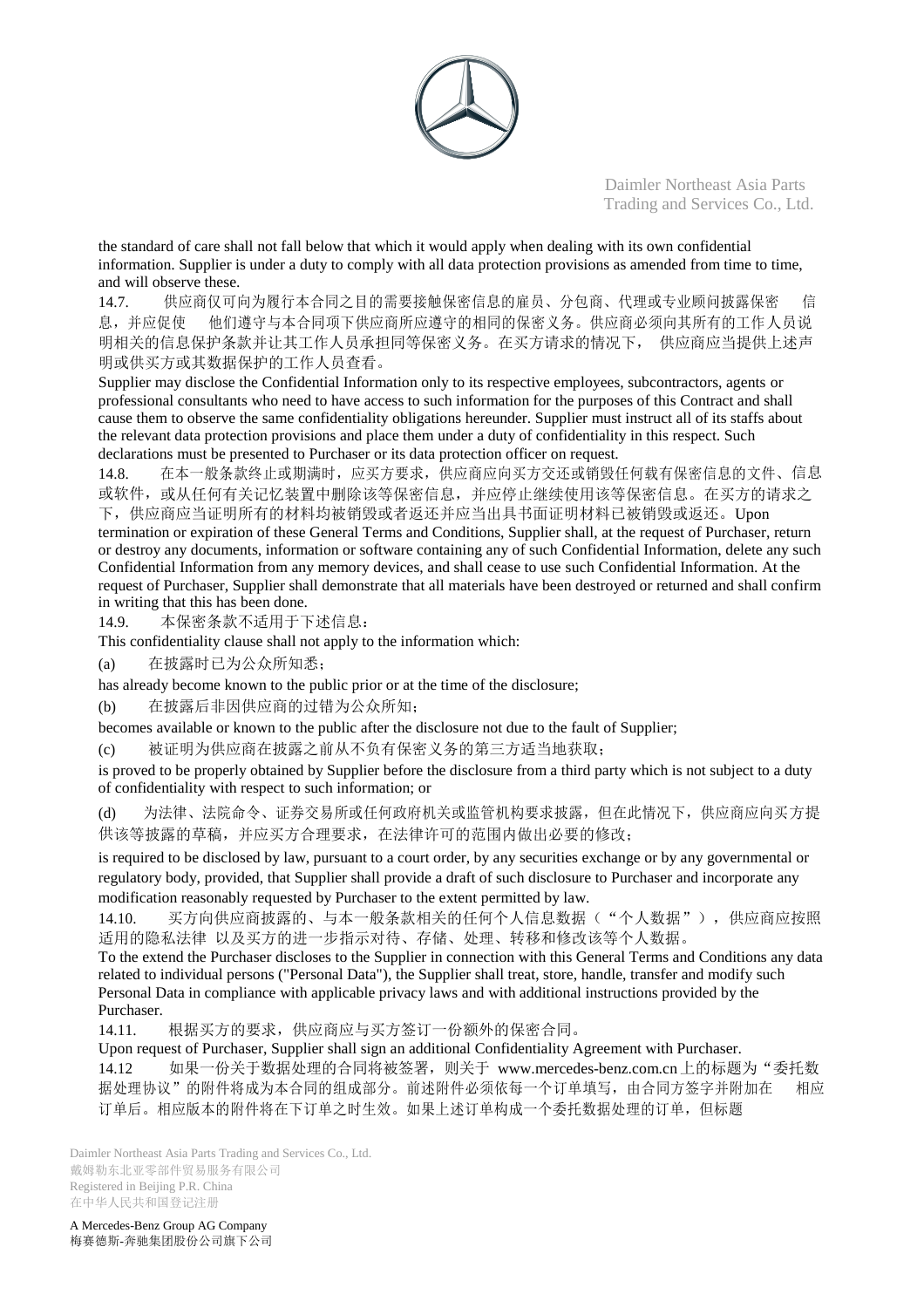the standard of care shall not fall below that which it would apply when dealing with its own confidential information. Supplier is under a duty to comply with all data protection provisions as amended from time to time, and will observe these.

14.7. 供应商仅可向为履行本合同之目的需要接触保密信息的雇员、分包商、代理或专业顾问披露保密 信息，并应促使 他们遵守与本合同项下供应商所应遵守的相同的保密义务。供应商必须向其所有的工作人员说明相关的信息保护条款并让其工作人员承担同等保密义务。在买方请求的情况下， 供应商应当提供上述声明或供买方或其数据保护的工作人员查看。

Supplier may disclose the Confidential Information only to its respective employees, subcontractors, agents or professional consultants who need to have access to such information for the purposes of this Contract and shall cause them to observe the same confidentiality obligations hereunder. Supplier must instruct all of its staffs about the relevant data protection provisions and place them under a duty of confidentiality in this respect. Such declarations must be presented to Purchaser or its data protection officer on request.

14.8. 在本一般条款终止或期满时，应买方要求，供应商应向买方交还或销毁任何载有保密信息的文件、信息或软件，或从任何有关记忆装置中删除该等保密信息，并应停止继续使用该等保密信息。在买方的请求之下，供应商应当证明所有的材料均被销毁或者返还并应当出具书面证明材料已被销毁或返还。Upon termination or expiration of these General Terms and Conditions, Supplier shall, at the request of Purchaser, return or destroy any documents, information or software containing any of such Confidential Information, delete any such Confidential Information from any memory devices, and shall cease to use such Confidential Information. At the request of Purchaser, Supplier shall demonstrate that all materials have been destroyed or returned and shall confirm in writing that this has been done.

14.9. 本保密条款不适用于下述信息：

This confidentiality clause shall not apply to the information which:

(a) 在披露时已为公众所知悉；

has already become known to the public prior or at the time of the disclosure;

(b) 在披露后非因供应商的过错为公众所知；

becomes available or known to the public after the disclosure not due to the fault of Supplier;

(c) 被证明为供应商在披露之前从不负有保密义务的第三方适当地获取；

is proved to be properly obtained by Supplier before the disclosure from a third party which is not subject to a duty of confidentiality with respect to such information; or

(d) 为法律、法院命令、证券交易所或任何政府机关或监管机构要求披露，但在此情况下，供应商应向买方提供该等披露的草稿，并应买方合理要求，在法律许可的范围内做出必要的修改；

is required to be disclosed by law, pursuant to a court order, by any securities exchange or by any governmental or regulatory body, provided, that Supplier shall provide a draft of such disclosure to Purchaser and incorporate any modification reasonably requested by Purchaser to the extent permitted by law.

14.10. 买方向供应商披露的、与本一般条款相关的任何个人信息数据（“个人数据”），供应商应按照适用的隐私法律 以及买方的进一步指示对待、存储、处理、转移和修改该等个人数据。

To the extend the Purchaser discloses to the Supplier in connection with this General Terms and Conditions any data related to individual persons ("Personal Data"), the Supplier shall treat, store, handle, transfer and modify such Personal Data in compliance with applicable privacy laws and with additional instructions provided by the Purchaser.

14.11. 根据买方的要求，供应商应与买方签订一份额外的保密合同。

Upon request of Purchaser, Supplier shall sign an additional Confidentiality Agreement with Purchaser.

14.12 如果一份关于数据处理的合同将被签署，则关于 www.mercedes-benz.com.cn 上的标题为“委托数据处理协议”的附件将成为本合同的组成部分。前述附件必须依每一个订单填写，由合同方签字并附加在 相应订单后。相应版本的附件将在下订单之时生效。如果上述订单构成一个委托数据处理的订单，但标题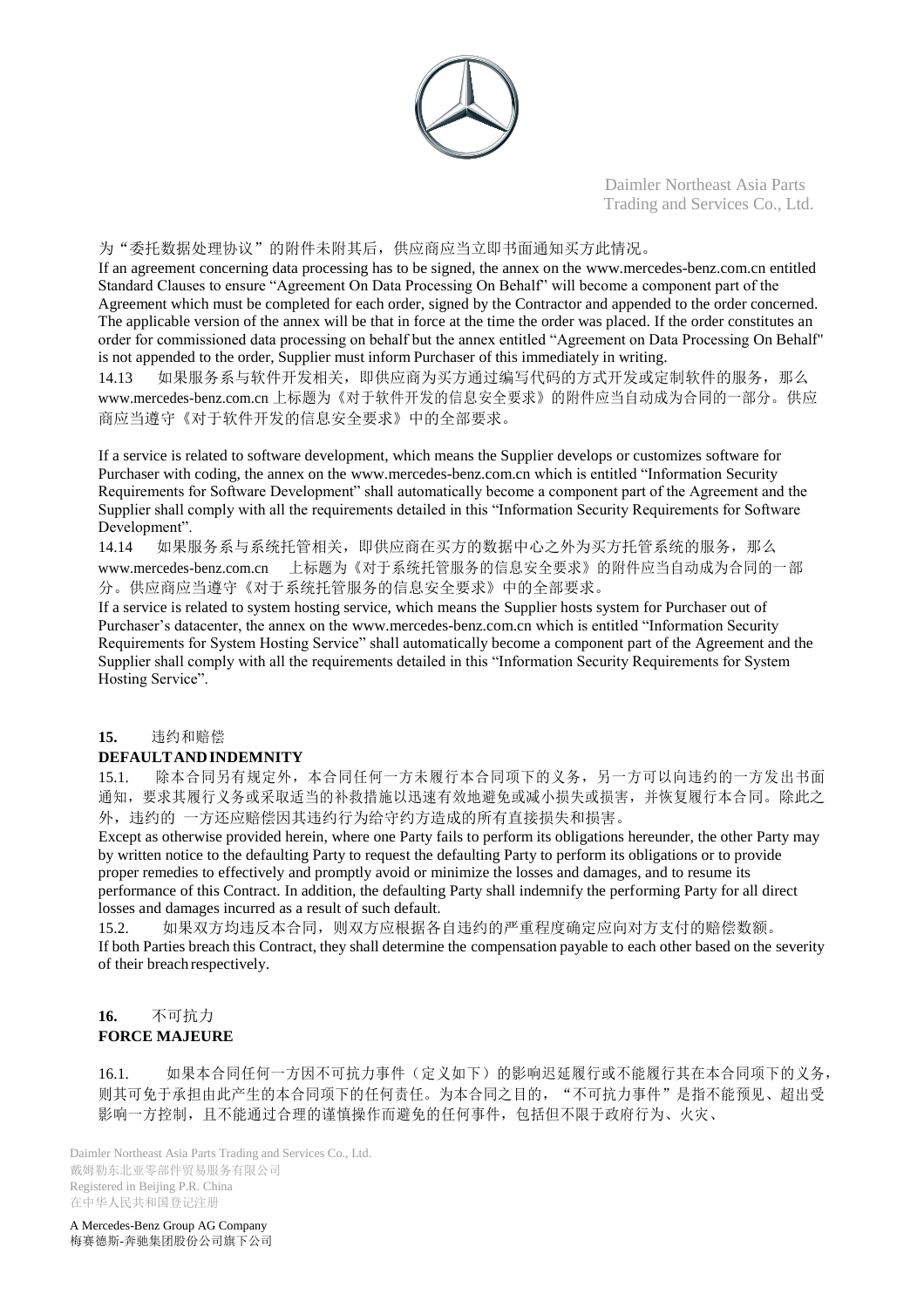为"委托数据处理协议"的附件未附其后，供应商应当立即书面通知买方此情况。

If an agreement concerning data processing has to be signed, the annex on the www.mercedes-benz.com.cn entitled Standard Clauses to ensure "Agreement On Data Processing On Behalf" will become a component part of the Agreement which must be completed for each order, signed by the Contractor and appended to the order concerned. The applicable version of the annex will be that in force at the time the order was placed. If the order constitutes an order for commissioned data processing on behalf but the annex entitled "Agreement on Data Processing On Behalf" is not appended to the order, Supplier must inform Purchaser of this immediately in writing.

14.13 如果服务系与软件开发相关，即供应商为买方通过编写代码的方式开发或定制软件的服务，那么 www.mercedes-benz.com.cn 上标题为《对于软件开发的信息安全要求》的附件应当自动成为合同的一部分。供应商应当遵守《对于软件开发的信息安全要求》中的全部要求。

If a service is related to software development, which means the Supplier develops or customizes software for Purchaser with coding, the annex on the www.mercedes-benz.com.cn which is entitled "Information Security Requirements for Software Development" shall automatically become a component part of the Agreement and the Supplier shall comply with all the requirements detailed in this "Information Security Requirements for Software Development".

14.14 如果服务系与系统托管相关，即供应商在买方的数据中心之外为买方托管系统的服务，那么 www.mercedes-benz.com.cn 上标题为《对于系统托管服务的信息安全要求》的附件应当自动成为合同的一部分。供应商应当遵守《对于系统托管服务的信息安全要求》中的全部要求。

If a service is related to system hosting service, which means the Supplier hosts system for Purchaser out of Purchaser's datacenter, the annex on the www.mercedes-benz.com.cn which is entitled "Information Security Requirements for System Hosting Service" shall automatically become a component part of the Agreement and the Supplier shall comply with all the requirements detailed in this "Information Security Requirements for System Hosting Service".

## 15. 违约和赔偿 DEFAULT AND INDEMNITY

15.1. 除本合同另有规定外，本合同任何一方未履行本合同项下的义务，另一方可以向违约的一方发出书面通知，要求其履行义务或采取适当的补救措施以迅速有效地避免或减小损失或损害，并恢复履行本合同。除此之外，违约的 一方还应赔偿因其违约行为给守约方造成的所有直接损失和损害。

Except as otherwise provided herein, where one Party fails to perform its obligations hereunder, the other Party may by written notice to the defaulting Party to request the defaulting Party to perform its obligations or to provide proper remedies to effectively and promptly avoid or minimize the losses and damages, and to resume its performance of this Contract. In addition, the defaulting Party shall indemnify the performing Party for all direct losses and damages incurred as a result of such default.

15.2. 如果双方均违反本合同，则双方应根据各自违约的严重程度确定应向对方支付的赔偿数额。

If both Parties breach this Contract, they shall determine the compensation payable to each other based on the severity of their breach respectively.

## 16. 不可抗力 FORCE MAJEURE

16.1. 如果本合同任何一方因不可抗力事件（定义如下）的影响迟延履行或不能履行其在本合同项下的义务，则其可免于承担由此产生的本合同项下的任何责任。为本合同之目的，"不可抗力事件"是指不能预见、超出受影响一方控制，且不能通过合理的谨慎操作而避免的任何事件，包括但不限于政府行为、火灾、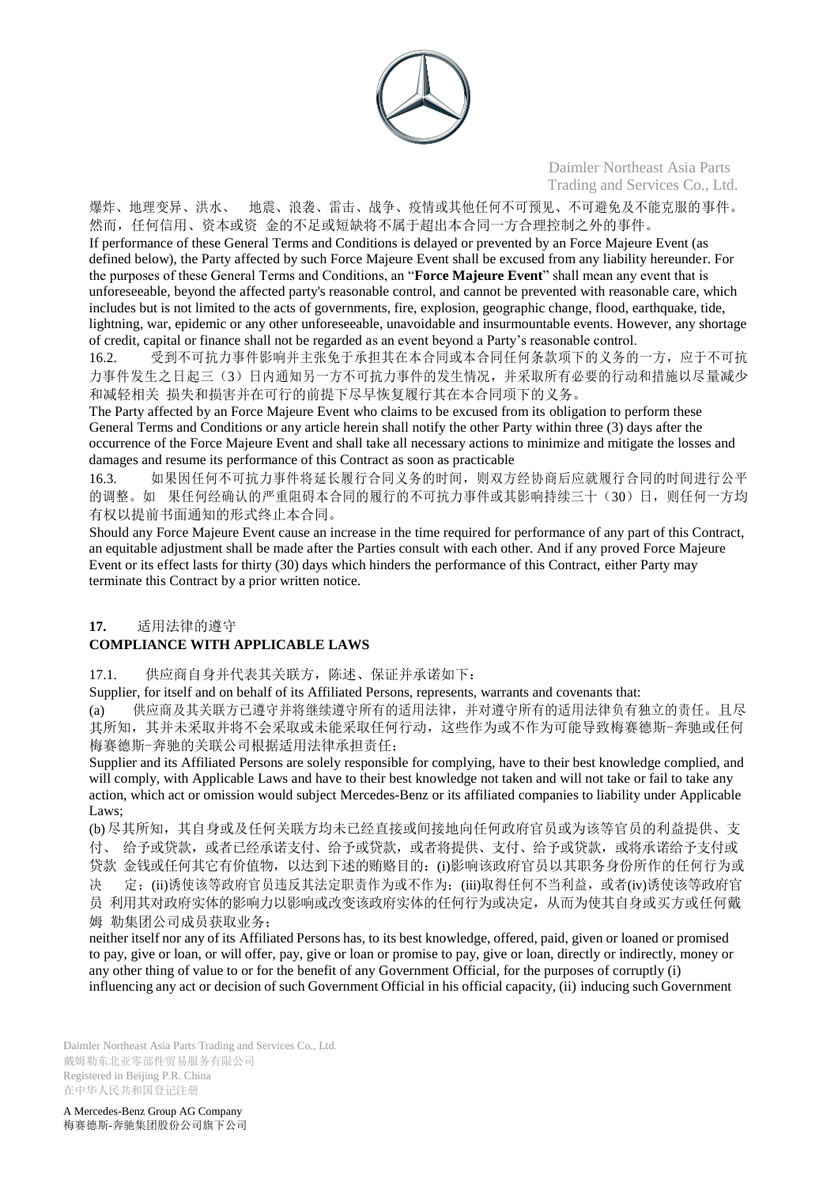爆炸、地理变异、洪水、 地震、浪袭、雷击、战争、疫情或其他任何不可预见、不可避免及不能克服的事件。然而，任何信用、资本或资 金的不足或短缺将不属于超出本合同一方合理控制之外的事件。

If performance of these General Terms and Conditions is delayed or prevented by an Force Majeure Event (as defined below), the Party affected by such Force Majeure Event shall be excused from any liability hereunder. For the purposes of these General Terms and Conditions, an "**Force Majeure Event**" shall mean any event that is unforeseeable, beyond the affected party's reasonable control, and cannot be prevented with reasonable care, which includes but is not limited to the acts of governments, fire, explosion, geographic change, flood, earthquake, tide, lightning, war, epidemic or any other unforeseeable, unavoidable and insurmountable events. However, any shortage of credit, capital or finance shall not be regarded as an event beyond a Party's reasonable control.

16.2. 受到不可抗力事件影响并主张免于承担其在本合同或本合同任何条款项下的义务的一方，应于不可抗力事件发生之日起三（3）日内通知另一方不可抗力事件的发生情况，并采取所有必要的行动和措施以尽量减少和减轻相关 损失和损害并在可行的前提下尽早恢复履行其在本合同项下的义务。

The Party affected by an Force Majeure Event who claims to be excused from its obligation to perform these General Terms and Conditions or any article herein shall notify the other Party within three (3) days after the occurrence of the Force Majeure Event and shall take all necessary actions to minimize and mitigate the losses and damages and resume its performance of this Contract as soon as practicable

16.3. 如果因任何不可抗力事件将延长履行合同义务的时间，则双方经协商后应就履行合同的时间进行公平的调整。如 果任何经确认的严重阻碍本合同的履行的不可抗力事件或其影响持续三十（30）日，则任何一方均有权以提前书面通知的形式终止本合同。

Should any Force Majeure Event cause an increase in the time required for performance of any part of this Contract, an equitable adjustment shall be made after the Parties consult with each other. And if any proved Force Majeure Event or its effect lasts for thirty (30) days which hinders the performance of this Contract, either Party may terminate this Contract by a prior written notice.

## 17. 适用法律的遵守

## COMPLIANCE WITH APPLICABLE LAWS

17.1. 供应商自身并代表其关联方，陈述、保证并承诺如下：

Supplier, for itself and on behalf of its Affiliated Persons, represents, warrants and covenants that:

(a) 供应商及其关联方已遵守并将继续遵守所有的适用法律，并对遵守所有的适用法律负有独立的责任。且尽其所知，其并未采取并将不会采取或未能采取任何行动，这些作为或不作为可能导致梅赛德斯-奔驰或任何梅赛德斯-奔驰的关联公司根据适用法律承担责任；

Supplier and its Affiliated Persons are solely responsible for complying, have to their best knowledge complied, and will comply, with Applicable Laws and have to their best knowledge not taken and will not take or fail to take any action, which act or omission would subject Mercedes-Benz or its affiliated companies to liability under Applicable Laws;

(b) 尽其所知，其自身或及任何关联方均未已经直接或间接地向任何政府官员或为该等官员的利益提供、支付、 给予或贷款，或者已经承诺支付、给予或贷款，或者将提供、支付、给予或贷款，或将承诺给予支付或贷款 金钱或任何其它有价值物，以达到下述的贿赂目的：(i)影响该政府官员以其职务身份所作的任何行为或决 定；(ii)诱使该等政府官员违反其法定职责作为或不作为；(iii)取得任何不当利益，或者(iv)诱使该等政府官员 利用其对政府实体的影响力以影响或改变该政府实体的任何行为或决定，从而为使其自身或买方或任何戴姆 勒集团公司成员获取业务；

neither itself nor any of its Affiliated Persons has, to its best knowledge, offered, paid, given or loaned or promised to pay, give or loan, or will offer, pay, give or loan or promise to pay, give or loan, directly or indirectly, money or any other thing of value to or for the benefit of any Government Official, for the purposes of corruptly (i) influencing any act or decision of such Government Official in his official capacity, (ii) inducing such Government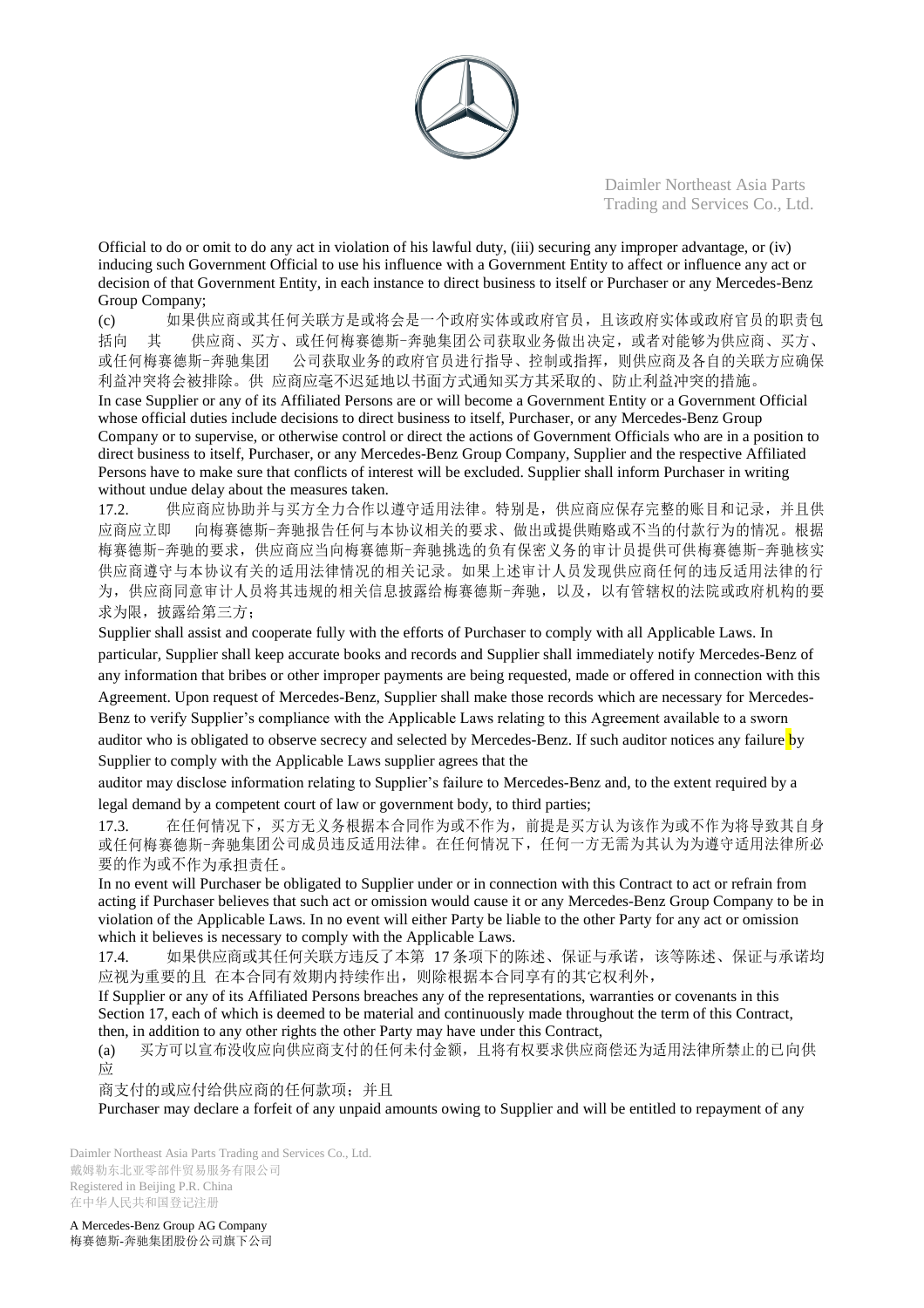Official to do or omit to do any act in violation of his lawful duty, (iii) securing any improper advantage, or (iv) inducing such Government Official to use his influence with a Government Entity to affect or influence any act or decision of that Government Entity, in each instance to direct business to itself or Purchaser or any Mercedes-Benz Group Company;

(c) 如果供应商或其任何关联方是或将会是一个政府实体或政府官员，且该政府实体或政府官员的职责包括向 其 供应商、买方、或任何梅赛德斯-奔驰集团公司获取业务做出决定，或者对能够为供应商、买方、或任何梅赛德斯-奔驰集团 公司获取业务的政府官员进行指导、控制或指挥，则供应商及各自的关联方应确保利益冲突将会被排除。供 应商应毫不迟延地以书面方式通知买方其采取的、防止利益冲突的措施。

In case Supplier or any of its Affiliated Persons are or will become a Government Entity or a Government Official whose official duties include decisions to direct business to itself, Purchaser, or any Mercedes-Benz Group Company or to supervise, or otherwise control or direct the actions of Government Officials who are in a position to direct business to itself, Purchaser, or any Mercedes-Benz Group Company, Supplier and the respective Affiliated Persons have to make sure that conflicts of interest will be excluded. Supplier shall inform Purchaser in writing without undue delay about the measures taken.

17.2. 供应商应协助并与买方全力合作以遵守适用法律。特别是，供应商应保存完整的账目和记录，并且供应商应立即 向梅赛德斯-奔驰报告任何与本协议相关的要求、做出或提供贿赂或不当的付款行为的情况。根据梅赛德斯-奔驰的要求，供应商应当向梅赛德斯-奔驰挑选的负有保密义务的审计员提供可供梅赛德斯-奔驰核实供应商遵守与本协议有关的适用法律情况的相关记录。如果上述审计人员发现供应商任何的违反适用法律的行为，供应商同意审计人员将其违规的相关信息披露给梅赛德斯-奔驰，以及，以有管辖权的法院或政府机构的要求为限，披露给第三方；

Supplier shall assist and cooperate fully with the efforts of Purchaser to comply with all Applicable Laws. In particular, Supplier shall keep accurate books and records and Supplier shall immediately notify Mercedes-Benz of any information that bribes or other improper payments are being requested, made or offered in connection with this Agreement. Upon request of Mercedes-Benz, Supplier shall make those records which are necessary for Mercedes-Benz to verify Supplier's compliance with the Applicable Laws relating to this Agreement available to a sworn auditor who is obligated to observe secrecy and selected by Mercedes-Benz. If such auditor notices any failure by Supplier to comply with the Applicable Laws supplier agrees that the auditor may disclose information relating to Supplier's failure to Mercedes-Benz and, to the extent required by a legal demand by a competent court of law or government body, to third parties;

17.3. 在任何情况下，买方无义务根据本合同作为或不作为，前提是买方认为该作为或不作为将导致其自身或任何梅赛德斯-奔驰集团公司成员违反适用法律。在任何情况下，任何一方无需为其认为为遵守适用法律所必要的作为或不作为承担责任。

In no event will Purchaser be obligated to Supplier under or in connection with this Contract to act or refrain from acting if Purchaser believes that such act or omission would cause it or any Mercedes-Benz Group Company to be in violation of the Applicable Laws. In no event will either Party be liable to the other Party for any act or omission which it believes is necessary to comply with the Applicable Laws.

17.4. 如果供应商或其任何关联方违反了本第 17 条项下的陈述、保证与承诺，该等陈述、保证与承诺均应视为重要的且 在本合同有效期内持续作出，则除根据本合同享有的其它权利外，

If Supplier or any of its Affiliated Persons breaches any of the representations, warranties or covenants in this Section 17, each of which is deemed to be material and continuously made throughout the term of this Contract, then, in addition to any other rights the other Party may have under this Contract,

(a) 买方可以宣布没收应向供应商支付的任何未付金额，且将有权要求供应商偿还为适用法律所禁止的已向供应商支付的或应付给供应商的任何款项；并且

Purchaser may declare a forfeit of any unpaid amounts owing to Supplier and will be entitled to repayment of any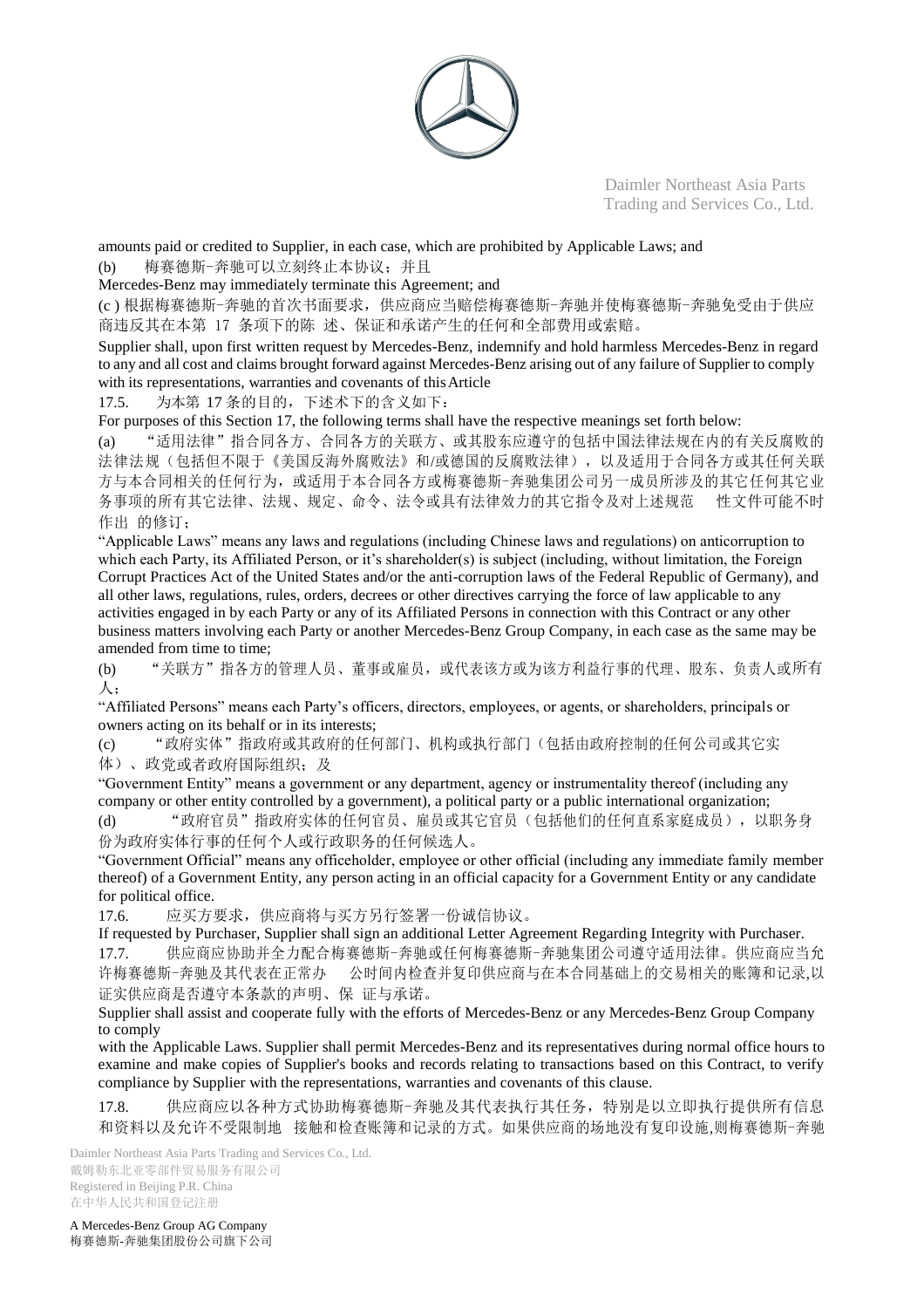amounts paid or credited to Supplier, in each case, which are prohibited by Applicable Laws; and

(b) 梅赛德斯-奔驰可以立刻终止本协议；并且

Mercedes-Benz may immediately terminate this Agreement; and

(c ) 根据梅赛德斯-奔驰的首次书面要求，供应商应当赔偿梅赛德斯-奔驰并使梅赛德斯-奔驰免受由于供应商违反其在本第 17 条项下的陈 述、保证和承诺产生的任何和全部费用或索赔。

Supplier shall, upon first written request by Mercedes-Benz, indemnify and hold harmless Mercedes-Benz in regard to any and all cost and claims brought forward against Mercedes-Benz arising out of any failure of Supplier to comply with its representations, warranties and covenants of this Article

17.5. 为本第 17 条的目的，下述术下的含义如下：

For purposes of this Section 17, the following terms shall have the respective meanings set forth below:

(a) “适用法律”指合同各方、合同各方的关联方、或其股东应遵守的包括中国法律法规在内的有关反腐败的法律法规（包括但不限于《美国反海外腐败法》和/或德国的反腐败法律），以及适用于合同各方或其任何关联方与本合同相关的任何行为，或适用于本合同各方或梅赛德斯-奔驰集团公司另一成员所涉及的其它任何其它业务事项的所有其它法律、法规、规定、命令、法令或具有法律效力的其它指令及对上述规范 性文件可能不时作出 的修订；

“Applicable Laws” means any laws and regulations (including Chinese laws and regulations) on anticorruption to which each Party, its Affiliated Person, or it’s shareholder(s) is subject (including, without limitation, the Foreign Corrupt Practices Act of the United States and/or the anti-corruption laws of the Federal Republic of Germany), and all other laws, regulations, rules, orders, decrees or other directives carrying the force of law applicable to any activities engaged in by each Party or any of its Affiliated Persons in connection with this Contract or any other business matters involving each Party or another Mercedes-Benz Group Company, in each case as the same may be amended from time to time;

(b) “关联方”指各方的管理人员、董事或雇员，或代表该方或为该方利益行事的代理、股东、负责人或所有人；

“Affiliated Persons” means each Party’s officers, directors, employees, or agents, or shareholders, principals or owners acting on its behalf or in its interests;

(c) “政府实体”指政府或其政府的任何部门、机构或执行部门（包括由政府控制的任何公司或其它实体）、政党或者政府国际组织；及

“Government Entity” means a government or any department, agency or instrumentality thereof (including any company or other entity controlled by a government), a political party or a public international organization;

(d) “政府官员”指政府实体的任何官员、雇员或其它官员（包括他们的任何直系家庭成员），以职务身份为政府实体行事的任何个人或行政职务的任何候选人。

“Government Official” means any officeholder, employee or other official (including any immediate family member thereof) of a Government Entity, any person acting in an official capacity for a Government Entity or any candidate for political office.

17.6. 应买方要求，供应商将与买方另行签署一份诚信协议。

If requested by Purchaser, Supplier shall sign an additional Letter Agreement Regarding Integrity with Purchaser.

17.7. 供应商应协助并全力配合梅赛德斯-奔驰或任何梅赛德斯-奔驰集团公司遵守适用法律。供应商应当允许梅赛德斯-奔驰及其代表在正常办 公时间内检查并复印供应商与在本合同基础上的交易相关的账簿和记录,以证实供应商是否遵守本条款的声明、保 证与承诺。

Supplier shall assist and cooperate fully with the efforts of Mercedes-Benz or any Mercedes-Benz Group Company to comply with the Applicable Laws. Supplier shall permit Mercedes-Benz and its representatives during normal office hours to examine and make copies of Supplier's books and records relating to transactions based on this Contract, to verify compliance by Supplier with the representations, warranties and covenants of this clause.

17.8. 供应商应以各种方式协助梅赛德斯-奔驰及其代表执行其任务，特别是以立即执行提供所有信息和资料以及允许不受限制地 接触和检查账簿和记录的方式。如果供应商的场地没有复印设施,则梅赛德斯-奔驰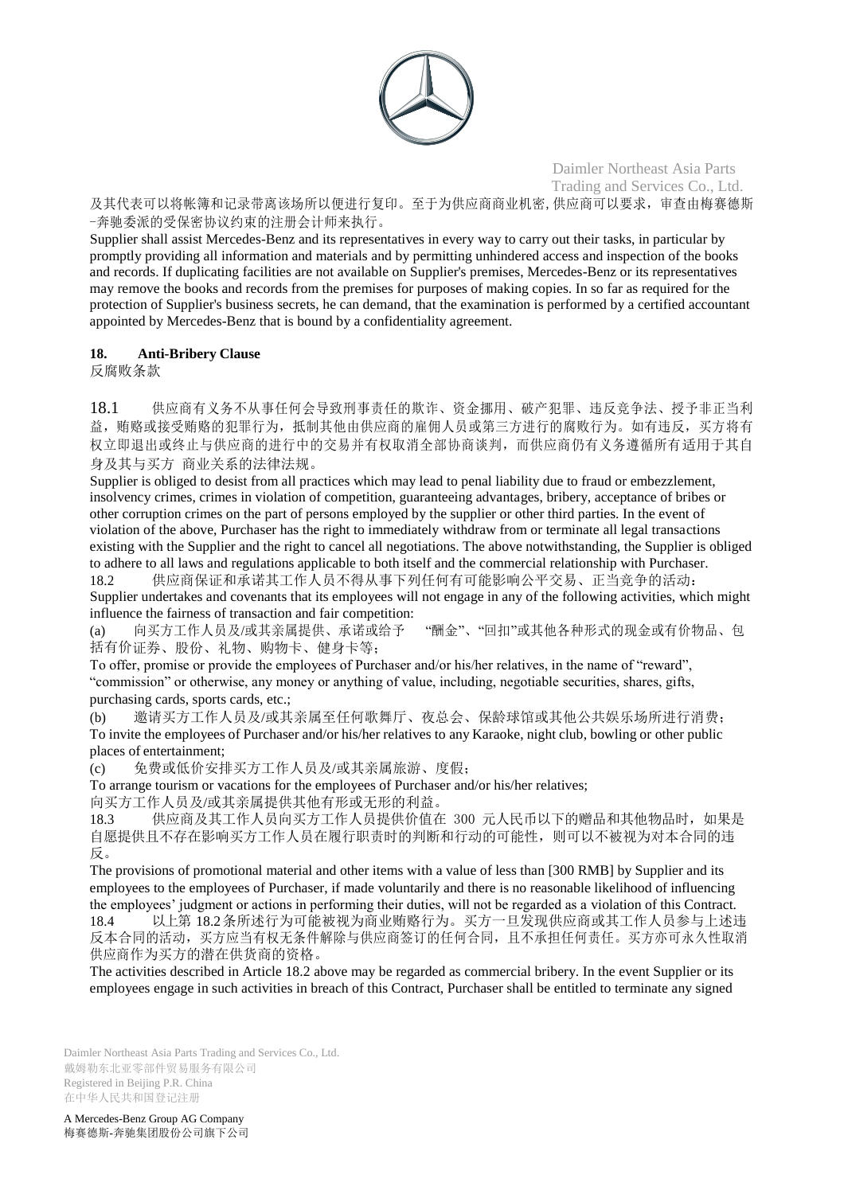及其代表可以将帐簿和记录带离该场所以便进行复印。至于为供应商商业机密，供应商可以要求，审查由梅赛德斯-奔驰委派的受保密协议约束的注册会计师来执行。

Supplier shall assist Mercedes-Benz and its representatives in every way to carry out their tasks, in particular by promptly providing all information and materials and by permitting unhindered access and inspection of the books and records. If duplicating facilities are not available on Supplier's premises, Mercedes-Benz or its representatives may remove the books and records from the premises for purposes of making copies. In so far as required for the protection of Supplier's business secrets, he can demand, that the examination is performed by a certified accountant appointed by Mercedes-Benz that is bound by a confidentiality agreement.

## 18. Anti-Bribery Clause

反腐败条款

18.1 供应商有义务不从事任何会导致刑事责任的欺诈、资金挪用、破产犯罪、违反竞争法、授予非正当利益，贿赂或接受贿赂的犯罪行为，抵制其他由供应商的雇佣人员或第三方进行的腐败行为。如有违反，买方将有权立即退出或终止与供应商的进行中的交易并有权取消全部协商谈判，而供应商仍有义务遵循所有适用于其自身及其与买方 商业关系的法律法规。

Supplier is obliged to desist from all practices which may lead to penal liability due to fraud or embezzlement, insolvency crimes, crimes in violation of competition, guaranteeing advantages, bribery, acceptance of bribes or other corruption crimes on the part of persons employed by the supplier or other third parties. In the event of violation of the above, Purchaser has the right to immediately withdraw from or terminate all legal transactions existing with the Supplier and the right to cancel all negotiations. The above notwithstanding, the Supplier is obliged to adhere to all laws and regulations applicable to both itself and the commercial relationship with Purchaser.

18.2 供应商保证和承诺其工作人员不得从事下列任何有可能影响公平交易、正当竞争的活动：

Supplier undertakes and covenants that its employees will not engage in any of the following activities, which might influence the fairness of transaction and fair competition:

(a) 向买方工作人员及/或其亲属提供、承诺或给予 "酬金"、"回扣"或其他各种形式的现金或有价物品、包括有价证券、股份、礼物、购物卡、健身卡等；

To offer, promise or provide the employees of Purchaser and/or his/her relatives, in the name of "reward", "commission" or otherwise, any money or anything of value, including, negotiable securities, shares, gifts, purchasing cards, sports cards, etc.;

(b) 邀请买方工作人员及/或其亲属至任何歌舞厅、夜总会、保龄球馆或其他公共娱乐场所进行消费；

To invite the employees of Purchaser and/or his/her relatives to any Karaoke, night club, bowling or other public places of entertainment;

(c) 免费或低价安排买方工作人员及/或其亲属旅游、度假；

To arrange tourism or vacations for the employees of Purchaser and/or his/her relatives;

向买方工作人员及/或其亲属提供其他有形或无形的利益。

18.3 供应商及其工作人员向买方工作人员提供价值在 300 元人民币以下的赠品和其他物品时，如果是自愿提供且不存在影响买方工作人员在履行职责时的判断和行动的可能性，则可以不被视为对本合同的违反。

The provisions of promotional material and other items with a value of less than [300 RMB] by Supplier and its employees to the employees of Purchaser, if made voluntarily and there is no reasonable likelihood of influencing the employees' judgment or actions in performing their duties, will not be regarded as a violation of this Contract.

18.4 以上第 18.2 条所述行为可能被视为商业贿赂行为。买方一旦发现供应商或其工作人员参与上述违反本合同的活动，买方应当有权无条件解除与供应商签订的任何合同，且不承担任何责任。买方亦可永久性取消供应商作为买方的潜在供货商的资格。

The activities described in Article 18.2 above may be regarded as commercial bribery. In the event Supplier or its employees engage in such activities in breach of this Contract, Purchaser shall be entitled to terminate any signed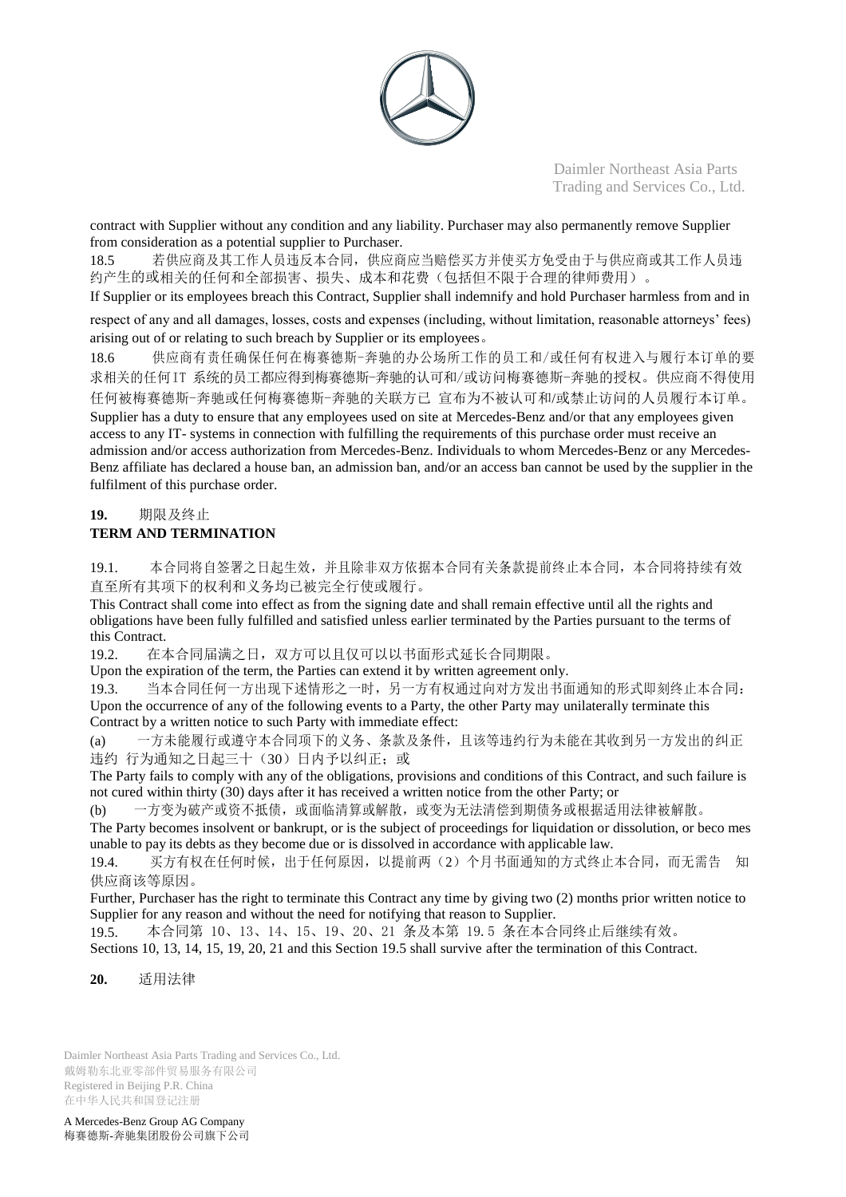contract with Supplier without any condition and any liability. Purchaser may also permanently remove Supplier from consideration as a potential supplier to Purchaser.

18.5 若供应商及其工作人员违反本合同，供应商应当赔偿买方并使买方免受由于与供应商或其工作人员违约产生的或相关的任何和全部损害、损失、成本和花费（包括但不限于合理的律师费用）。

If Supplier or its employees breach this Contract, Supplier shall indemnify and hold Purchaser harmless from and in respect of any and all damages, losses, costs and expenses (including, without limitation, reasonable attorneys' fees) arising out of or relating to such breach by Supplier or its employees。

18.6 供应商有责任确保任何在梅赛德斯-奔驰的办公场所工作的员工和/或任何有权进入与履行本订单的要求相关的任何IT 系统的员工都应得到梅赛德斯-奔驰的认可和/或访问梅赛德斯-奔驰的授权。供应商不得使用任何被梅赛德斯-奔驰或任何梅赛德斯-奔驰的关联方已 宣布为不被认可和/或禁止访问的人员履行本订单。

Supplier has a duty to ensure that any employees used on site at Mercedes-Benz and/or that any employees given access to any IT- systems in connection with fulfilling the requirements of this purchase order must receive an admission and/or access authorization from Mercedes-Benz. Individuals to whom Mercedes-Benz or any Mercedes-Benz affiliate has declared a house ban, an admission ban, and/or an access ban cannot be used by the supplier in the fulfilment of this purchase order.

## **19.** 期限及终止
## **TERM AND TERMINATION**

19.1. 本合同将自签署之日起生效，并且除非双方依据本合同有关条款提前终止本合同，本合同将持续有效直至所有其项下的权利和义务均已被完全行使或履行。

This Contract shall come into effect as from the signing date and shall remain effective until all the rights and obligations have been fully fulfilled and satisfied unless earlier terminated by the Parties pursuant to the terms of this Contract.

19.2. 在本合同届满之日，双方可以且仅可以以书面形式延长合同期限。

Upon the expiration of the term, the Parties can extend it by written agreement only.

19.3. 当本合同任何一方出现下述情形之一时，另一方有权通过向对方发出书面通知的形式即刻终止本合同：

Upon the occurrence of any of the following events to a Party, the other Party may unilaterally terminate this Contract by a written notice to such Party with immediate effect:

(a) 一方未能履行或遵守本合同项下的义务、条款及条件，且该等违约行为未能在其收到另一方发出的纠正违约 行为通知之日起三十（30）日内予以纠正；或

The Party fails to comply with any of the obligations, provisions and conditions of this Contract, and such failure is not cured within thirty (30) days after it has received a written notice from the other Party; or

(b) 一方变为破产或资不抵债，或面临清算或解散，或变为无法清偿到期债务或根据适用法律被解散。

The Party becomes insolvent or bankrupt, or is the subject of proceedings for liquidation or dissolution, or beco mes unable to pay its debts as they become due or is dissolved in accordance with applicable law.

19.4. 买方有权在任何时候，出于任何原因，以提前两（2）个月书面通知的方式终止本合同，而无需告 知供应商该等原因。

Further, Purchaser has the right to terminate this Contract any time by giving two (2) months prior written notice to Supplier for any reason and without the need for notifying that reason to Supplier.

19.5. 本合同第 10、13、14、15、19、20、21 条及本第 19.5 条在本合同终止后继续有效。

Sections 10, 13, 14, 15, 19, 20, 21 and this Section 19.5 shall survive after the termination of this Contract.

## **20.** 适用法律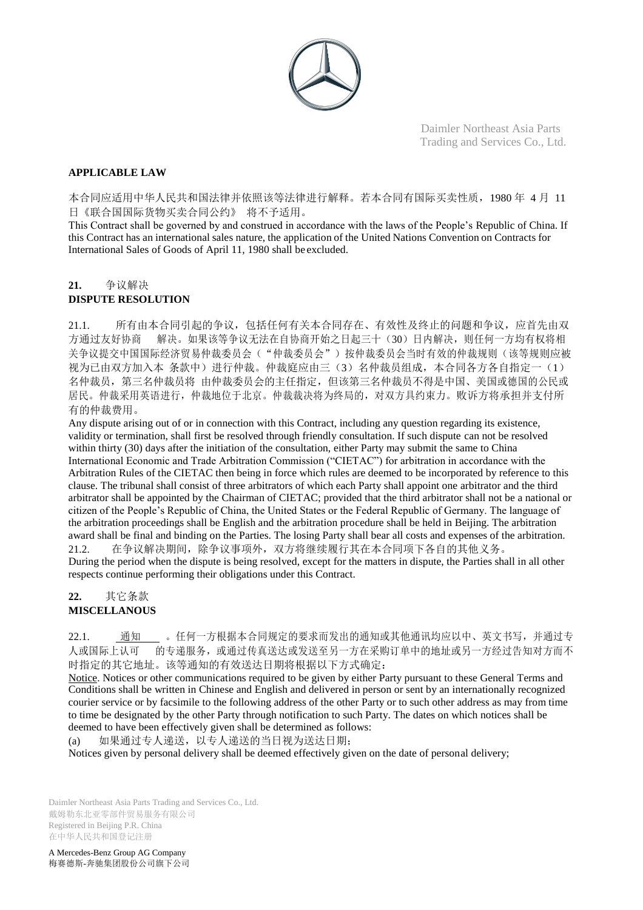**APPLICABLE LAW**

本合同应适用中华人民共和国法律并依照该等法律进行解释。若本合同有国际买卖性质，1980 年 4 月 11 日《联合国国际货物买卖合同公约》 将不予适用。

This Contract shall be governed by and construed in accordance with the laws of the People's Republic of China. If this Contract has an international sales nature, the application of the United Nations Convention on Contracts for International Sales of Goods of April 11, 1980 shall be excluded.

## 21. 争议解决 DISPUTE RESOLUTION

21.1. 所有由本合同引起的争议，包括任何有关本合同存在、有效性及终止的问题和争议，应首先由双方通过友好协商 解决。如果该等争议无法在自协商开始之日起三十（30）日内解决，则任何一方均有权将相关争议提交中国国际经济贸易仲裁委员会（"仲裁委员会"）按仲裁委员会当时有效的仲裁规则（该等规则应被视为已由双方加入本 条款中）进行仲裁。仲裁庭应由三（3）名仲裁员组成，本合同各方各自指定一（1）名仲裁员，第三名仲裁员将 由仲裁委员会的主任指定，但该第三名仲裁员不得是中国、美国或德国的公民或居民。仲裁采用英语进行，仲裁地位于北京。仲裁裁决将为终局的，对双方具约束力。败诉方将承担并支付所有的仲裁费用。

Any dispute arising out of or in connection with this Contract, including any question regarding its existence, validity or termination, shall first be resolved through friendly consultation. If such dispute can not be resolved within thirty (30) days after the initiation of the consultation, either Party may submit the same to China International Economic and Trade Arbitration Commission ("CIETAC") for arbitration in accordance with the Arbitration Rules of the CIETAC then being in force which rules are deemed to be incorporated by reference to this clause. The tribunal shall consist of three arbitrators of which each Party shall appoint one arbitrator and the third arbitrator shall be appointed by the Chairman of CIETAC; provided that the third arbitrator shall not be a national or citizen of the People's Republic of China, the United States or the Federal Republic of Germany. The language of the arbitration proceedings shall be English and the arbitration procedure shall be held in Beijing. The arbitration award shall be final and binding on the Parties. The losing Party shall bear all costs and expenses of the arbitration.

21.2. 在争议解决期间，除争议事项外，双方将继续履行其在本合同项下各自的其他义务。

During the period when the dispute is being resolved, except for the matters in dispute, the Parties shall in all other respects continue performing their obligations under this Contract.

## 22. 其它条款 MISCELLANOUS

22.1. 通知 。任何一方根据本合同规定的要求而发出的通知或其他通讯均应以中、英文书写，并通过专人或国际上认可 的专递服务，或通过传真送达或发送至另一方在采购订单中的地址或另一方经过告知对方而不时指定的其它地址。该等通知的有效送达日期将根据以下方式确定：

Notice. Notices or other communications required to be given by either Party pursuant to these General Terms and Conditions shall be written in Chinese and English and delivered in person or sent by an internationally recognized courier service or by facsimile to the following address of the other Party or to such other address as may from time to time be designated by the other Party through notification to such Party. The dates on which notices shall be deemed to have been effectively given shall be determined as follows:

(a) 如果通过专人递送，以专人递送的当日视为送达日期；

Notices given by personal delivery shall be deemed effectively given on the date of personal delivery;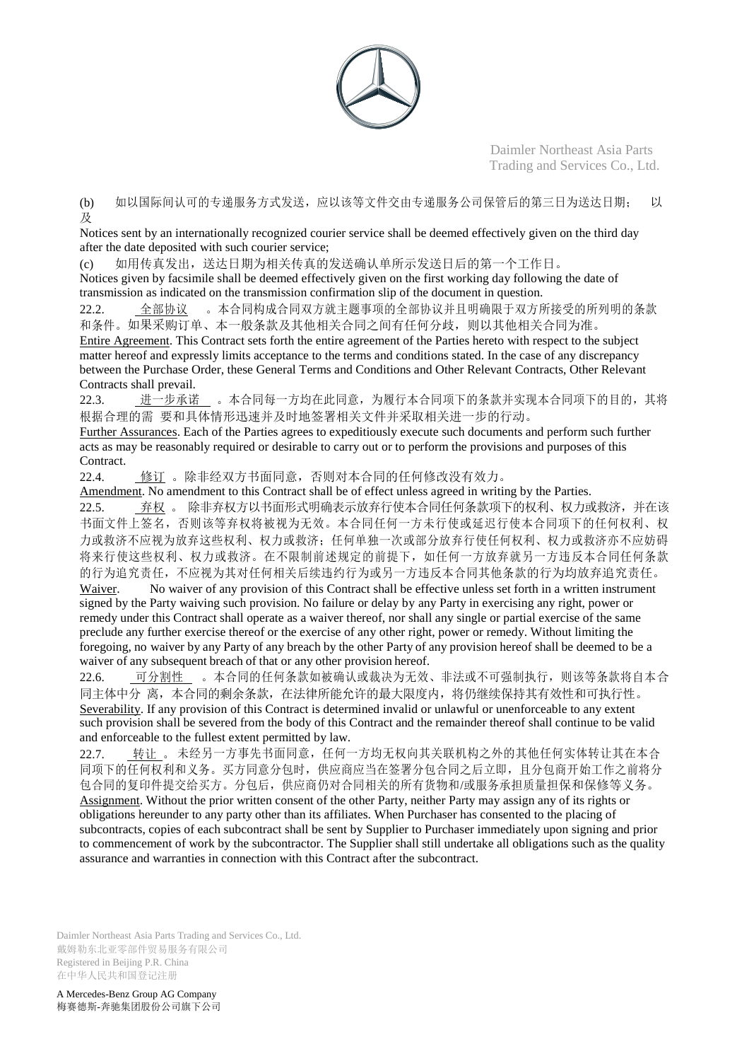(b) 如以国际间认可的专递服务方式发送，应以该等文件交由专递服务公司保管后的第三日为送达日期； 以及

Notices sent by an internationally recognized courier service shall be deemed effectively given on the third day after the date deposited with such courier service;

(c) 如用传真发出，送达日期为相关传真的发送确认单所示发送日后的第一个工作日。

Notices given by facsimile shall be deemed effectively given on the first working day following the date of transmission as indicated on the transmission confirmation slip of the document in question.

22.2. 全部协议 。本合同构成合同双方就主题事项的全部协议并且明确限于双方所接受的所列明的条款和条件。如果采购订单、本一般条款及其他相关合同之间有任何分歧，则以其他相关合同为准。

Entire Agreement. This Contract sets forth the entire agreement of the Parties hereto with respect to the subject matter hereof and expressly limits acceptance to the terms and conditions stated. In the case of any discrepancy between the Purchase Order, these General Terms and Conditions and Other Relevant Contracts, Other Relevant Contracts shall prevail.

22.3. 进一步承诺 。本合同每一方均在此同意，为履行本合同项下的条款并实现本合同项下的目的，其将根据合理的需 要和具体情形迅速并及时地签署相关文件并采取相关进一步的行动。

Further Assurances. Each of the Parties agrees to expeditiously execute such documents and perform such further acts as may be reasonably required or desirable to carry out or to perform the provisions and purposes of this Contract.

22.4. 修订 。除非经双方书面同意，否则对本合同的任何修改没有效力。

Amendment. No amendment to this Contract shall be of effect unless agreed in writing by the Parties.

22.5. 弃权 。 除非弃权方以书面形式明确表示放弃行使本合同任何条款项下的权利、权力或救济，并在该书面文件上签名，否则该等弃权将被视为无效。本合同任何一方未行使或延迟行使本合同项下的任何权利、权力或救济不应视为放弃这些权利、权力或救济；任何单独一次或部分放弃行使任何权利、权力或救济亦不应妨碍将来行使这些权利、权力或救济。在不限制前述规定的前提下，如任何一方放弃就另一方违反本合同任何条款的行为追究责任，不应视为其对任何相关后续违约行为或另一方违反本合同其他条款的行为均放弃追究责任。

Waiver. No waiver of any provision of this Contract shall be effective unless set forth in a written instrument signed by the Party waiving such provision. No failure or delay by any Party in exercising any right, power or remedy under this Contract shall operate as a waiver thereof, nor shall any single or partial exercise of the same preclude any further exercise thereof or the exercise of any other right, power or remedy. Without limiting the foregoing, no waiver by any Party of any breach by the other Party of any provision hereof shall be deemed to be a waiver of any subsequent breach of that or any other provision hereof.

22.6. 可分割性 。本合同的任何条款如被确认或裁决为无效、非法或不可强制执行，则该等条款将自本合同主体中分 离，本合同的剩余条款，在法律所能允许的最大限度内，将仍继续保持其有效性和可执行性。

Severability. If any provision of this Contract is determined invalid or unlawful or unenforceable to any extent such provision shall be severed from the body of this Contract and the remainder thereof shall continue to be valid and enforceable to the fullest extent permitted by law.

22.7. 转让 。 未经另一方事先书面同意，任何一方均无权向其关联机构之外的其他任何实体转让其在本合同项下的任何权利和义务。买方同意分包时，供应商应当在签署分包合同之后立即，且分包商开始工作之前将分包合同的复印件提交给买方。分包后，供应商仍对合同相关的所有货物和/或服务承担质量担保和保修等义务。

Assignment. Without the prior written consent of the other Party, neither Party may assign any of its rights or obligations hereunder to any party other than its affiliates. When Purchaser has consented to the placing of subcontracts, copies of each subcontract shall be sent by Supplier to Purchaser immediately upon signing and prior to commencement of work by the subcontractor. The Supplier shall still undertake all obligations such as the quality assurance and warranties in connection with this Contract after the subcontract.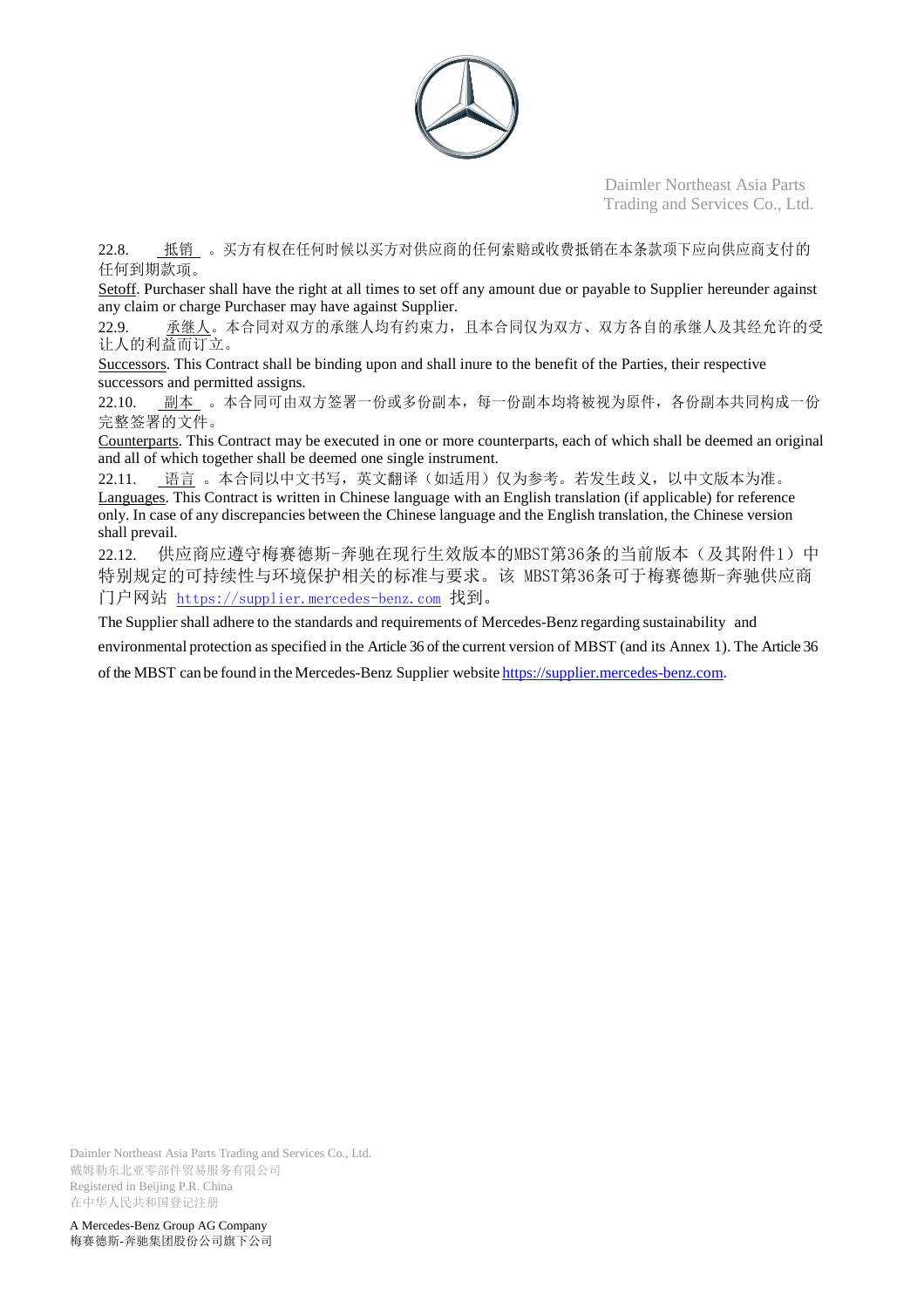22.8. 抵销 。买方有权在任何时候以买方对供应商的任何索赔或收费抵销在本条款项下应向供应商支付的任何到期款项。

Setoff. Purchaser shall have the right at all times to set off any amount due or payable to Supplier hereunder against any claim or charge Purchaser may have against Supplier.

22.9. 承继人。本合同对双方的承继人均有约束力，且本合同仅为双方、双方各自的承继人及其经允许的受让人的利益而订立。

Successors. This Contract shall be binding upon and shall inure to the benefit of the Parties, their respective successors and permitted assigns.

22.10. 副本 。本合同可由双方签署一份或多份副本，每一份副本均将被视为原件，各份副本共同构成一份完整签署的文件。

Counterparts. This Contract may be executed in one or more counterparts, each of which shall be deemed an original and all of which together shall be deemed one single instrument.

22.11. 语言 。本合同以中文书写，英文翻译（如适用）仅为参考。若发生歧义，以中文版本为准。

Languages. This Contract is written in Chinese language with an English translation (if applicable) for reference only. In case of any discrepancies between the Chinese language and the English translation, the Chinese version shall prevail.

22.12. 供应商应遵守梅赛德斯-奔驰在现行生效版本的MBST第36条的当前版本（及其附件1）中特别规定的可持续性与环境保护相关的标准与要求。该 MBST第36条可于梅赛德斯-奔驰供应商门户网站 https://supplier.mercedes-benz.com 找到。

The Supplier shall adhere to the standards and requirements of Mercedes-Benz regarding sustainability and environmental protection as specified in the Article 36 of the current version of MBST (and its Annex 1). The Article 36 of the MBST can be found in the Mercedes-Benz Supplier website https://supplier.mercedes-benz.com.